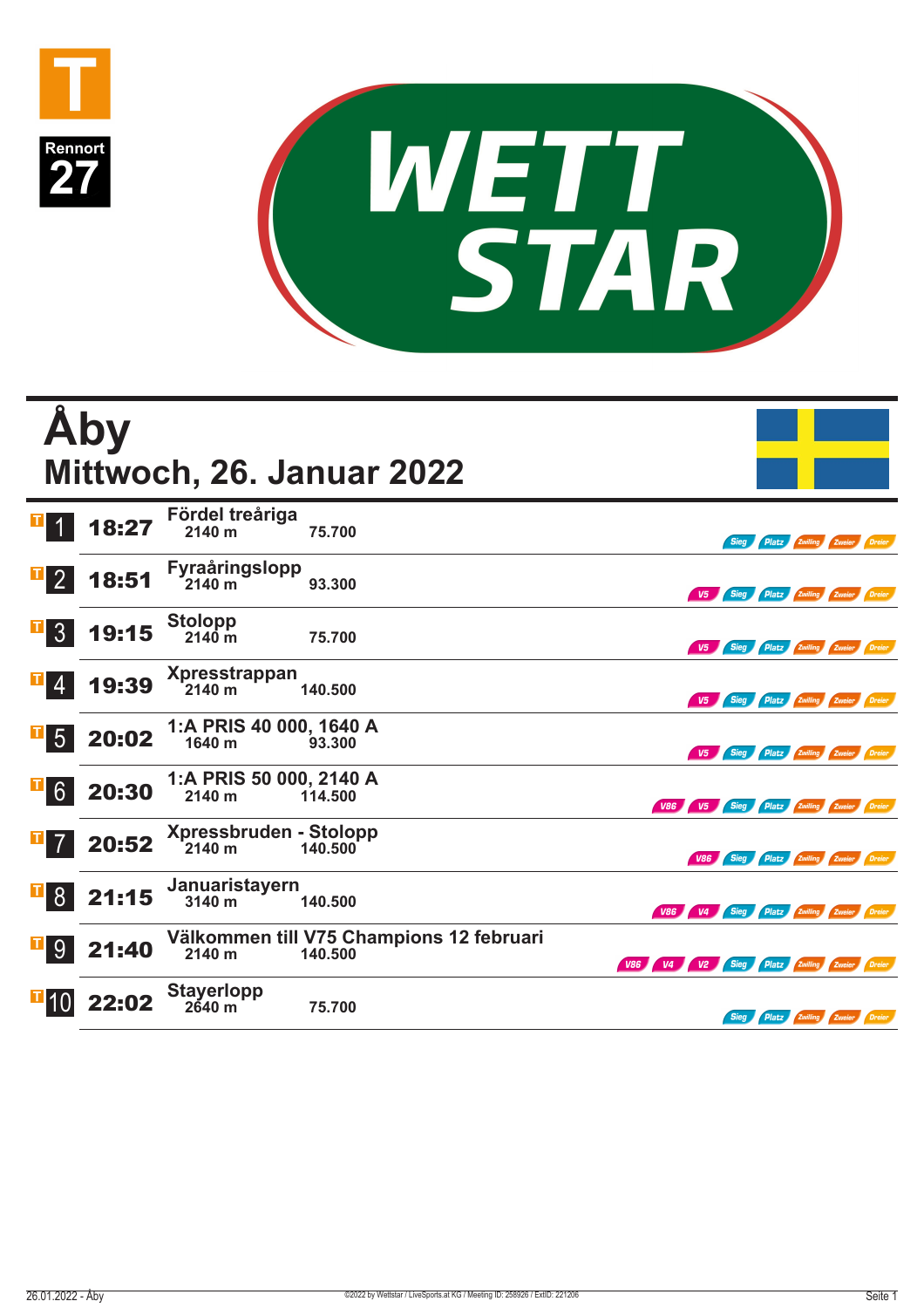T

Rennort 27

WETT STAR

# Åby

## Mittwoch, 26. Januar 2022

| Rennen | Zeit | Rennen | Distanz | Preisgeld | Wetten |
|---|---|---|---|---|---|
| 1 | 18:27 | Fördel treåriga | 2140 m | 75.700 | Sieg, Platz, Zwilling, Zweier, Dreier |
| 2 | 18:51 | Fyraåringslopp | 2140 m | 93.300 | V5, Sieg, Platz, Zwilling, Zweier, Dreier |
| 3 | 19:15 | Stolopp | 2140 m | 75.700 | V5, Sieg, Platz, Zwilling, Zweier, Dreier |
| 4 | 19:39 | Xpresstrappan | 2140 m | 140.500 | V5, Sieg, Platz, Zwilling, Zweier, Dreier |
| 5 | 20:02 | 1:A PRIS 40 000, 1640 A | 1640 m | 93.300 | V5, Sieg, Platz, Zwilling, Zweier, Dreier |
| 6 | 20:30 | 1:A PRIS 50 000, 2140 A | 2140 m | 114.500 | V86, V5, Sieg, Platz, Zwilling, Zweier, Dreier |
| 7 | 20:52 | Xpressbruden - Stolopp | 2140 m | 140.500 | V86, Sieg, Platz, Zwilling, Zweier, Dreier |
| 8 | 21:15 | Januaristayern | 3140 m | 140.500 | V86, V4, Sieg, Platz, Zwilling, Zweier, Dreier |
| 9 | 21:40 | Välkommen till V75 Champions 12 februari | 2140 m | 140.500 | V86, V4, V2, Sieg, Platz, Zwilling, Zweier, Dreier |
| 10 | 22:02 | Stayerlopp | 2640 m | 75.700 | Sieg, Platz, Zwilling, Zweier, Dreier |

©2022 by Wettstar / LiveSports.at KG / Meeting ID: 258926 / ExtID: 221206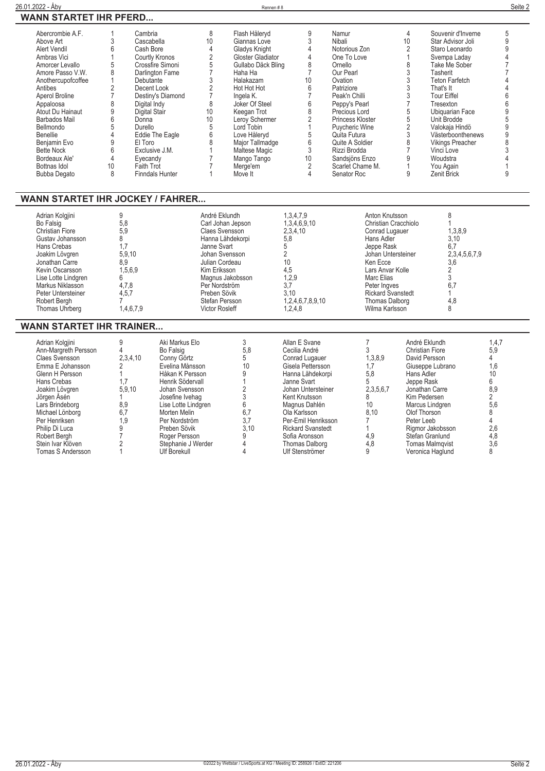## WANN STARTET IHR PFERD...

| Pferd | Rennen | Pferd | Rennen | Pferd | Rennen | Pferd | Rennen | Pferd | Rennen |
|---|---|---|---|---|---|---|---|---|---|
| Abercrombie A.F. | 1 | Cambria | 8 | Flash Håleryd | 9 | Namur | 4 | Souvenir d'Inverne | 5 |
| Above Art | 3 | Cascabella | 10 | Giannas Love | 3 | Nibali | 10 | Star Advisor Joli | 9 |
| Alert Vendil | 6 | Cash Bore | 4 | Gladys Knight | 4 | Notorious Zon | 2 | Staro Leonardo | 9 |
| Ambras Vici | 1 | Courtly Kronos | 2 | Gloster Gladiator | 4 | One To Love | 1 | Svempa Laday | 4 |
| Amorcer Levallo | 5 | Crossfire Simoni | 5 | Gullabo Däck Bling | 8 | Ornello | 8 | Take Me Sober | 7 |
| Amore Passo V.W. | 8 | Darlington Fame | 7 | Haha Ha | 7 | Our Pearl | 3 | Tasherit | 7 |
| Anothercupofcoffee | 1 | Debutante | 3 | Halakazam | 10 | Ovation | 3 | Teton Farfetch | 4 |
| Antibes | 2 | Decent Look | 2 | Hot Hot Hot | 6 | Patriziore | 3 | That's It | 4 |
| Aperol Broline | 7 | Destiny's Diamond | 7 | Ingela K. | 7 | Peak'n Chilli | 3 | Tour Eiffel | 6 |
| Appaloosa | 8 | Digital Indy | 8 | Joker Of Steel | 6 | Peppy's Pearl | 7 | Tresexton | 6 |
| Atout Du Hainaut | 9 | Digital Stair | 10 | Keegan Trot | 8 | Precious Lord | 5 | Ubiquarian Face | 9 |
| Barbados Mail | 6 | Donna | 10 | Leroy Schermer | 2 | Princess Kloster | 5 | Unit Brodde | 5 |
| Bellmondo | 5 | Durello | 5 | Lord Tobin | 1 | Puycheric Wine | 2 | Valokaja Hindö | 9 |
| Benellie | 4 | Eddie The Eagle | 6 | Love Håleryd | 5 | Quita Futura | 3 | Västerboonthenews | 9 |
| Benjamin Evo | 9 | El Toro | 8 | Major Tallmadge | 6 | Quite A Soldier | 8 | Vikings Preacher | 8 |
| Bette Nock | 6 | Exclusive J.M. | 1 | Maltese Magic | 3 | Rizzi Brodda | 7 | Vinci Love | 3 |
| Bordeaux Ale' | 4 | Eyecandy | 7 | Mango Tango | 10 | Sandsjöns Enzo | 9 | Woudstra | 4 |
| Bottnas Idol | 10 | Faith Trot | 7 | Merge'em | 2 | Scarlet Chame M. | 1 | You Again | 1 |
| Bubba Degato | 8 | Finndals Hunter | 1 | Move It | 4 | Senator Roc | 9 | Zenit Brick | 9 |

## WANN STARTET IHR JOCKEY / FAHRER...

| Fahrer | Rennen | Fahrer | Rennen | Fahrer | Rennen |
|---|---|---|---|---|---|
| Adrian Kolgjini | 9 | André Eklundh | 1,3,4,7,9 | Anton Knutsson | 8 |
| Bo Falsig | 5,8 | Carl Johan Jepson | 1,3,4,6,9,10 | Christian Cracchiolo | 1 |
| Christian Fiore | 5,9 | Claes Svensson | 2,3,4,10 | Conrad Lugauer | 1,3,8,9 |
| Gustav Johansson | 8 | Hanna Lähdekorpi | 5,8 | Hans Adler | 3,10 |
| Hans Crebas | 1,7 | Janne Svart | 5 | Jeppe Rask | 6,7 |
| Joakim Lövgren | 5,9,10 | Johan Svensson | 2 | Johan Untersteiner | 2,3,4,5,6,7,9 |
| Jonathan Carre | 8,9 | Julian Cordeau | 10 | Ken Ecce | 3,6 |
| Kevin Oscarsson | 1,5,6,9 | Kim Eriksson | 4,5 | Lars Anvar Kolle | 2 |
| Lise Lotte Lindgren | 6 | Magnus Jakobsson | 1,2,9 | Marc Elias | 3 |
| Markus Niklasson | 4,7,8 | Per Nordström | 3,7 | Peter Ingves | 6,7 |
| Peter Untersteiner | 4,5,7 | Preben Sövik | 3,10 | Rickard Svanstedt | 1 |
| Robert Bergh | 7 | Stefan Persson | 1,2,4,6,7,8,9,10 | Thomas Dalborg | 4,8 |
| Thomas Uhrberg | 1,4,6,7,9 | Victor Rosleff | 1,2,4,8 | Wilma Karlsson | 8 |

## WANN STARTET IHR TRAINER...

| Trainer | Rennen | Trainer | Rennen | Trainer | Rennen | Trainer | Rennen |
|---|---|---|---|---|---|---|---|
| Adrian Kolgjini | 9 | Aki Markus Elo | 3 | Allan E Svane | 7 | André Eklundh | 1,4,7 |
| Ann-Margreth Persson | 4 | Bo Falsig | 5,8 | Cecilia André | 3 | Christian Fiore | 5,9 |
| Claes Svensson | 2,3,4,10 | Conny Görtz | 5 | Conrad Lugauer | 1,3,8,9 | David Persson | 4 |
| Emma E Johansson | 2 | Evelina Månsson | 10 | Gisela Pettersson | 1,7 | Giuseppe Lubrano | 1,6 |
| Glenn H Persson | 1 | Håkan K Persson | 9 | Hanna Lähdekorpi | 5,8 | Hans Adler | 10 |
| Hans Crebas | 1,7 | Henrik Södervall | 1 | Janne Svart | 5 | Jeppe Rask | 6 |
| Joakim Lövgren | 5,9,10 | Johan Svensson | 2 | Johan Untersteiner | 2,3,5,6,7 | Jonathan Carre | 8,9 |
| Jörgen Åsén | 1 | Josefine Ivehag | 3 | Kent Knutsson | 8 | Kim Pedersen | 2 |
| Lars Brindeborg | 8,9 | Lise Lotte Lindgren | 6 | Magnus Dahlén | 10 | Marcus Lindgren | 5,6 |
| Michael Lönborg | 6,7 | Morten Melin | 6,7 | Ola Karlsson | 8,10 | Olof Thorson | 8 |
| Per Henriksen | 1,9 | Per Nordström | 3,7 | Per-Emil Henriksson | 7 | Peter Leeb | 4 |
| Philip Di Luca | 9 | Preben Sövik | 3,10 | Rickard Svanstedt | 1 | Rigmor Jakobsson | 2,6 |
| Robert Bergh | 7 | Roger Persson | 9 | Sofia Aronsson | 4,9 | Stefan Granlund | 4,8 |
| Stein Ivar Klöven | 2 | Stephanie J Werder | 4 | Thomas Dalborg | 4,8 | Tomas Malmqvist | 3,6 |
| Tomas S Andersson | 1 | Ulf Borekull | 4 | Ulf Stenströmer | 9 | Veronica Haglund | 8 |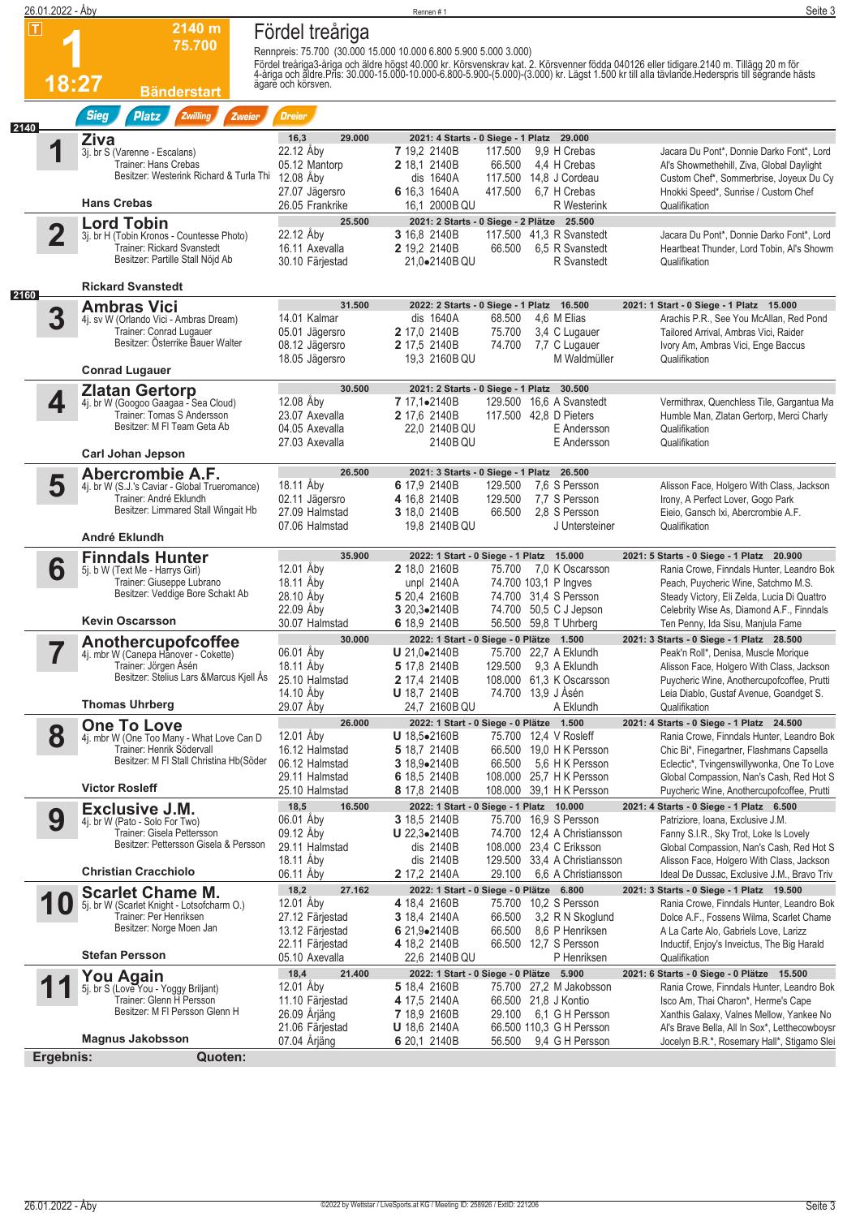# 1 Fördel treåriga

**2140 m – 75.700 – 18:27 – Bänderstart**

Rennpreis: 75.700 (30.000 15.000 10.000 6.800 5.900 5.000 3.000)

Fördel treåriga3-åriga och äldre högst 40.000 kr. Körsvenskrav kat. 2. Körsvenner födda 040126 eller tidigare.2140 m. Tillägg 20 m för 4-åriga och äldre.Pris: 30.000-15.000-10.000-6.800-5.900-(5.000)-(3.000) kr. Lägst 1.500 kr till alla tävlande.Hederspris till segrande hästs ägare och körsven.

Sieg | Platz | Zwilling | Zweier | Dreier

## 2140

### 1 Ziva
3j. br S (Varenne - Escalans)
Trainer: Hans Crebas
Besitzer: Westerink Richard & Turla Thi
**Hans Crebas**

16,3 – 29.000 – 2021: 4 Starts - 0 Siege - 1 Platz 29.000

| Datum | Ort | Pl. | Zeit | Distanz | Preis | Quote | Fahrer | Erste drei |
|---|---|---|---|---|---|---|---|---|
| 22.12 | Åby | 7 | 19,2 | 2140B | 117.500 | 9,9 | H Crebas | Jacara Du Pont*, Donnie Darko Font*, Lord |
| 05.12 | Mantorp | 2 | 18,1 | 2140B | 66.500 | 4,4 | H Crebas | Al's Showmethehill, Ziva, Global Daylight |
| 12.08 | Åby | dis | | 1640A | 117.500 | 14,8 | J Cordeau | Custom Chef*, Sommerbrise, Joyeux Du Cy |
| 27.07 | Jägersro | 6 | 16,3 | 1640A | 417.500 | 6,7 | H Crebas | Hnokki Speed*, Sunrise / Custom Chef |
| 26.05 | Frankrike | | 16,1 | 2000B QU | | | R Westerink | Qualifikation |

### 2 Lord Tobin
3j. br H (Tobin Kronos - Countesse Photo)
Trainer: Rickard Svanstedt
Besitzer: Partille Stall Nöjd Ab
**Rickard Svanstedt**

25.500 – 2021: 2 Starts - 0 Siege - 2 Plätze 25.500

| Datum | Ort | Pl. | Zeit | Distanz | Preis | Quote | Fahrer | Erste drei |
|---|---|---|---|---|---|---|---|---|
| 22.12 | Åby | 3 | 16,8 | 2140B | 117.500 | 41,3 | R Svanstedt | Jacara Du Pont*, Donnie Darko Font*, Lord |
| 16.11 | Axevalla | 2 | 19,2 | 2140B | 66.500 | 6,5 | R Svanstedt | Heartbeat Thunder, Lord Tobin, Al's Showm |
| 30.10 | Färjestad | | 21,0• | 2140B QU | | | R Svanstedt | Qualifikation |

## 2160

### 3 Ambras Vici
4j. sv W (Orlando Vici - Ambras Dream)
Trainer: Conrad Lugauer
Besitzer: Österrike Bauer Walter
**Conrad Lugauer**

31.500 – 2022: 2 Starts - 0 Siege - 1 Platz 16.500 – 2021: 1 Start - 0 Siege - 1 Platz 15.000

| Datum | Ort | Pl. | Zeit | Distanz | Preis | Quote | Fahrer | Erste drei |
|---|---|---|---|---|---|---|---|---|
| 14.01 | Kalmar | dis | | 1640A | 68.500 | 4,6 | M Elias | Arachis P.R., See You McAllan, Red Pond |
| 05.01 | Jägersro | 2 | 17,0 | 2140B | 75.700 | 3,4 | C Lugauer | Tailored Arrival, Ambras Vici, Raider |
| 08.12 | Jägersro | 2 | 17,5 | 2140B | 74.700 | 7,7 | C Lugauer | Ivory Am, Ambras Vici, Enge Baccus |
| 18.05 | Jägersro | | 19,3 | 2160B QU | | | M Waldmüller | Qualifikation |

### 4 Zlatan Gertorp
4j. br W (Googoo Gaagaa - Sea Cloud)
Trainer: Tomas S Andersson
Besitzer: M Fl Team Geta Ab
**Carl Johan Jepson**

30.500 – 2021: 2 Starts - 0 Siege - 1 Platz 30.500

| Datum | Ort | Pl. | Zeit | Distanz | Preis | Quote | Fahrer | Erste drei |
|---|---|---|---|---|---|---|---|---|
| 12.08 | Åby | 7 | 17,1• | 2140B | 129.500 | 16,6 | A Svanstedt | Vermithrax, Quenchless Tile, Gargantua Ma |
| 23.07 | Axevalla | 2 | 17,6 | 2140B | 117.500 | 42,8 | D Pieters | Humble Man, Zlatan Gertorp, Merci Charly |
| 04.05 | Axevalla | | 22,0 | 2140B QU | | | E Andersson | Qualifikation |
| 27.03 | Axevalla | | | 2140B QU | | | E Andersson | Qualifikation |

### 5 Abercrombie A.F.
4j. br W (S.J.'s Caviar - Global Trueromance)
Trainer: André Eklundh
Besitzer: Limmared Stall Wingait Hb
**André Eklundh**

26.500 – 2021: 3 Starts - 0 Siege - 1 Platz 26.500

| Datum | Ort | Pl. | Zeit | Distanz | Preis | Quote | Fahrer | Erste drei |
|---|---|---|---|---|---|---|---|---|
| 18.11 | Åby | 6 | 17,9 | 2140B | 129.500 | 7,6 | S Persson | Alisson Face, Holgero With Class, Jackson |
| 02.11 | Jägersro | 4 | 16,8 | 2140B | 129.500 | 7,7 | S Persson | Irony, A Perfect Lover, Gogo Park |
| 27.09 | Halmstad | 3 | 18,0 | 2140B | 66.500 | 2,8 | S Persson | Eieio, Gansch Ixi, Abercrombie A.F. |
| 07.06 | Halmstad | | 19,8 | 2140B QU | | | J Untersteiner | Qualifikation |

### 6 Finndals Hunter
5j. b W (Text Me - Harrys Girl)
Trainer: Giuseppe Lubrano
Besitzer: Veddige Bore Schakt Ab
**Kevin Oscarsson**

35.900 – 2022: 1 Start - 0 Siege - 1 Platz 15.000 – 2021: 5 Starts - 0 Siege - 1 Platz 20.900

| Datum | Ort | Pl. | Zeit | Distanz | Preis | Quote | Fahrer | Erste drei |
|---|---|---|---|---|---|---|---|---|
| 12.01 | Åby | 2 | 18,0 | 2160B | 75.700 | 7,0 | K Oscarsson | Rania Crowe, Finndals Hunter, Leandro Bok |
| 18.11 | Åby | unpl | | 2140A | 74.700 | 103,1 | P Ingves | Peach, Psycheric Wine, Satchmo M.S. |
| 28.10 | Åby | 5 | 20,4 | 2160B | 74.700 | 31,4 | S Persson | Steady Victory, Eli Zelda, Lucia Di Quattro |
| 22.09 | Åby | 3 | 20,3• | 2140B | 74.700 | 50,5 | C J Jepson | Celebrity Wise As, Diamond A.F., Finndals |
| 30.07 | Halmstad | 6 | 18,9 | 2140B | 56.500 | 59,8 | T Uhrberg | Ten Penny, Ida Sisu, Manjula Fame |

### 7 Anothercupofcoffee
4j. mbr W (Canepa Hanover - Cokette)
Trainer: Jörgen Åsén
Besitzer: Stelius Lars &Marcus Kjell Ås
**Thomas Uhrberg**

30.000 – 2022: 1 Start - 0 Siege - 0 Plätze 1.500 – 2021: 3 Starts - 0 Siege - 1 Platz 28.500

| Datum | Ort | Pl. | Zeit | Distanz | Preis | Quote | Fahrer | Erste drei |
|---|---|---|---|---|---|---|---|---|
| 06.01 | Åby | U | 21,0• | 2140B | 75.700 | 22,7 | A Eklundh | Peak'n Roll*, Denisa, Muscle Morique |
| 18.11 | Åby | 5 | 17,8 | 2140B | 129.500 | 9,3 | A Eklundh | Alisson Face, Holgero With Class, Jackson |
| 25.10 | Halmstad | 2 | 17,4 | 2140B | 108.000 | 61,3 | K Oscarsson | Puycheric Wine, Anothercupofcoffee, Prutti |
| 14.10 | Åby | U | 18,7 | 2140B | 74.700 | 13,9 | J Åsén | Leia Diablo, Gustaf Avenue, Goandget S. |
| 29.07 | Åby | | 24,7 | 2160B QU | | | A Eklundh | Qualifikation |

### 8 One To Love
4j. mbr W (One Too Many - What Love Can D
Trainer: Henrik Södervall
Besitzer: M Fl Stall Christina Hb(Söder
**Victor Rosleff**

26.000 – 2022: 1 Start - 0 Siege - 0 Plätze 1.500 – 2021: 4 Starts - 0 Siege - 1 Platz 24.500

| Datum | Ort | Pl. | Zeit | Distanz | Preis | Quote | Fahrer | Erste drei |
|---|---|---|---|---|---|---|---|---|
| 12.01 | Åby | U | 18,5• | 2160B | 75.700 | 12,4 | V Rosleff | Rania Crowe, Finndals Hunter, Leandro Bok |
| 16.12 | Halmstad | 5 | 18,7 | 2140B | 66.500 | 19,0 | H K Persson | Chic Bi*, Finegartner, Flashmans Capsella |
| 06.12 | Halmstad | 3 | 18,9• | 2140B | 66.500 | 5,6 | H K Persson | Eclectic*, Tvingenswillywonka, One To Love |
| 29.11 | Halmstad | 6 | 18,5 | 2140B | 108.000 | 25,7 | H K Persson | Global Compassion, Nan's Cash, Red Hot S |
| 25.10 | Halmstad | 8 | 17,8 | 2140B | 108.000 | 39,1 | H K Persson | Puycheric Wine, Anothercupofcoffee, Prutti |

### 9 Exclusive J.M.
4j. br W (Pato - Solo For Two)
Trainer: Gisela Pettersson
Besitzer: Pettersson Gisela & Persson
**Christian Cracchiolo**

18,5 – 16.500 – 2022: 1 Start - 0 Siege - 1 Platz 10.000 – 2021: 4 Starts - 0 Siege - 1 Platz 6.500

| Datum | Ort | Pl. | Zeit | Distanz | Preis | Quote | Fahrer | Erste drei |
|---|---|---|---|---|---|---|---|---|
| 06.01 | Åby | 3 | 18,5 | 2140B | 75.700 | 16,9 | S Persson | Patriziore, Ioana, Exclusive J.M. |
| 09.12 | Åby | U | 22,3• | 2140B | 74.700 | 12,4 | A Christiansson | Fanny S.I.R., Sky Trot, Loke Is Lovely |
| 29.11 | Halmstad | dis | | 2140B | 108.000 | 23,4 | C Eriksson | Global Compassion, Nan's Cash, Red Hot S |
| 18.11 | Åby | dis | | 2140B | 129.500 | 33,4 | A Christiansson | Alisson Face, Holgero With Class, Jackson |
| 06.11 | Åby | 2 | 17,2 | 2140A | 29.100 | 6,6 | A Christiansson | Ideal De Dussac, Exclusive J.M., Bravo Triv |

### 10 Scarlet Chame M.
5j. br W (Scarlet Knight - Lotsofcharm O.)
Trainer: Per Henriksen
Besitzer: Norge Moen Jan
**Stefan Persson**

18,2 – 27.162 – 2022: 1 Start - 0 Siege - 0 Plätze 6.800 – 2021: 3 Starts - 0 Siege - 1 Platz 19.500

| Datum | Ort | Pl. | Zeit | Distanz | Preis | Quote | Fahrer | Erste drei |
|---|---|---|---|---|---|---|---|---|
| 12.01 | Åby | 4 | 18,4 | 2160B | 75.700 | 10,2 | S Persson | Rania Crowe, Finndals Hunter, Leandro Bok |
| 27.12 | Färjestad | 3 | 18,4 | 2140A | 66.500 | 3,2 | R N Skoglund | Dolce A.F., Fossens Wilma, Scarlet Chame |
| 13.12 | Färjestad | 6 | 21,9• | 2140B | 66.500 | 8,6 | P Henriksen | A La Carte Alo, Gabriels Love, Larizz |
| 22.11 | Färjestad | 4 | 18,2 | 2140B | 66.500 | 12,7 | S Persson | Inductif, Enjoy's Inveictus, The Big Harald |
| 05.10 | Axevalla | | 22,6 | 2140B QU | | | P Henriksen | Qualifikation |

### 11 You Again
5j. br S (Love You - Yoggy Briljant)
Trainer: Glenn H Persson
Besitzer: M Fl Persson Glenn H
**Magnus Jakobsson**

18,4 – 21.400 – 2022: 1 Start - 0 Siege - 0 Plätze 5.900 – 2021: 6 Starts - 0 Siege - 0 Plätze 15.500

| Datum | Ort | Pl. | Zeit | Distanz | Preis | Quote | Fahrer | Erste drei |
|---|---|---|---|---|---|---|---|---|
| 12.01 | Åby | 5 | 18,4 | 2160B | 75.700 | 27,2 | M Jakobsson | Rania Crowe, Finndals Hunter, Leandro Bok |
| 11.10 | Färjestad | 4 | 17,5 | 2140A | 66.500 | 21,8 | J Kontio | Isco Am, Thai Charon*, Harper's Cape |
| 26.09 | Årjäng | 7 | 18,9 | 2160B | 29.100 | 6,1 | G H Persson | Xanthis Galaxy, Valnes Mellow, Yankee No |
| 21.06 | Färjestad | U | 18,6 | 2140A | 66.500 | 110,3 | G H Persson | Al's Brave Bella, All In Sox*, Letthecowboysr |
| 07.04 | Årjäng | 6 | 20,1 | 2140B | 56.500 | 9,4 | G H Persson | Jocelyn B.R.*, Rosemary Hall*, Stigamo Slei |

**Ergebnis:** **Quoten:**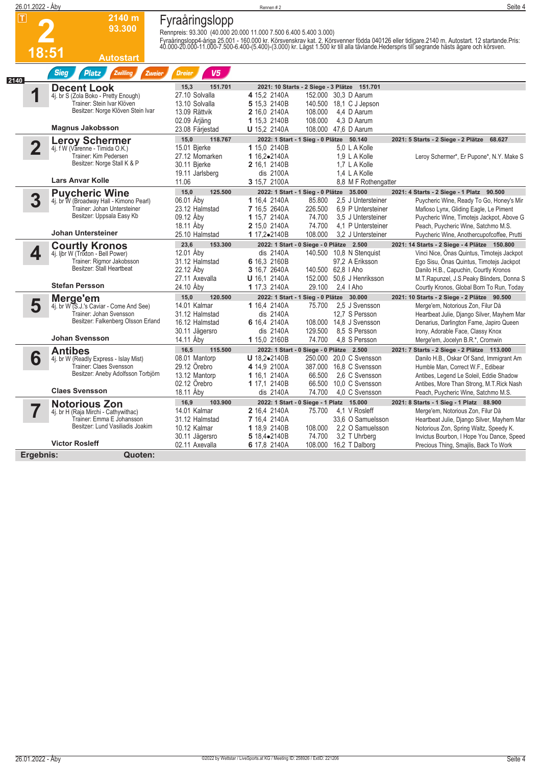# 2 — 2140 m — 93.300 — 18:51 — Autostart

## Fyraåringslopp

Rennpreis: 93.300 (40.000 20.000 11.000 7.500 6.400 5.400 3.000)

Fyraåringslopp4-åriga 25.001 - 160.000 kr. Körsvenskrav kat. 2. Körsvenner födda 040126 eller tidigare.2140 m. Autostart. 12 startande.Pris: 40.000-20.000-11.000-7.500-6.400-(5.400)-(3.000) kr. Lägst 1.500 kr till alla tävlande.Hederspris till segrande hästs ägare och körsven.

Sieg | Platz | Zwilling | Zweier | Dreier | V5

2140

### 1 Decent Look
4j. br S (Zola Boko - Pretty Enough)
Trainer: Stein Ivar Klöven
Besitzer: Norge Klöven Stein Ivar
**Magnus Jakobsson**

15,3 — 151.701 — 2021: 10 Starts - 2 Siege - 3 Plätze 151.701

| Datum | Bahn | Ergebnis | Preis | Quote | Fahrer |
|---|---|---|---|---|---|
| 27.10 | Solvalla | 4 15,2 2140A | 152.000 | 30,3 | D Aarum |
| 13.10 | Solvalla | 5 15,3 2140B | 140.500 | 18,1 | C J Jepson |
| 13.09 | Rättvik | 2 16,0 2140A | 108.000 | 4,4 | D Aarum |
| 02.09 | Årjäng | 1 15,3 2140B | 108.000 | 4,3 | D Aarum |
| 23.08 | Färjestad | U 15,2 2140A | 108.000 | 47,6 | D Aarum |

### 2 Leroy Schermer
4j. f W (Varenne - Timida O.K.)
Trainer: Kim Pedersen
Besitzer: Norge Stall K & P
**Lars Anvar Kolle**

15,0 — 118.767 — 2022: 1 Start - 1 Sieg - 0 Plätze 50.140 — 2021: 5 Starts - 2 Siege - 2 Plätze 68.627

| Datum | Bahn | Ergebnis | Preis | Quote | Fahrer | Einlauf |
|---|---|---|---|---|---|---|
| 15.01 | Bjerke | 1 15,0 2140B | | 5,0 | L A Kolle | |
| 27.12 | Momarken | 1 16,2•2140A | | 1,9 | L A Kolle | Leroy Schermer*, Er Pupone*, N.Y. Make S |
| 30.11 | Bjerke | 2 16,1 2140B | | 1,7 | L A Kolle | |
| 19.11 | Jarlsberg | dis 2100A | | 1,4 | L A Kolle | |
| 11.06 | | 3 15,7 2100A | | 8,8 | M F Rothengatter | |

### 3 Puycheric Wine
4j. br W (Broadway Hall - Kimono Pearl)
Trainer: Johan Untersteiner
Besitzer: Uppsala Easy Kb
**Johan Untersteiner**

15,0 — 125.500 — 2022: 1 Start - 1 Sieg - 0 Plätze 35.000 — 2021: 4 Starts - 2 Siege - 1 Platz 90.500

| Datum | Bahn | Ergebnis | Preis | Quote | Fahrer | Einlauf |
|---|---|---|---|---|---|---|
| 06.01 | Åby | 1 16,4 2140A | 85.800 | 2,5 | J Untersteiner | Puycheric Wine, Ready To Go, Honey's Mir |
| 23.12 | Halmstad | 7 16,5 2640A | 226.500 | 6,9 | P Untersteiner | Mafioso Lynx, Gliding Eagle, Le Piment |
| 09.12 | Åby | 1 15,7 2140A | 74.700 | 3,5 | J Untersteiner | Puycheric Wine, Timotejs Jackpot, Above G |
| 18.11 | Åby | 2 15,0 2140A | 74.700 | 4,1 | P Untersteiner | Peach, Puycheric Wine, Satchmo M.S. |
| 25.10 | Halmstad | 1 17,2•2140B | 108.000 | 3,2 | J Untersteiner | Puycheric Wine, Anothercupofcoffee, Prutti |

### 4 Courtly Kronos
4j. ljbr W (Trixton - Bell Power)
Trainer: Rigmor Jakobsson
Besitzer: Stall Heartbeat
**Stefan Persson**

23,6 — 153.300 — 2022: 1 Start - 0 Siege - 0 Plätze 2.500 — 2021: 14 Starts - 2 Siege - 4 Plätze 150.800

| Datum | Bahn | Ergebnis | Preis | Quote | Fahrer | Einlauf |
|---|---|---|---|---|---|---|
| 12.01 | Åby | dis 2140A | 140.500 | 10,8 | N Stenquist | Vinci Nice, Önas Quintus, Timotejs Jackpot |
| 31.12 | Halmstad | 6 16,3 2160B | | 97,2 | A Eriksson | Ego Sisu, Önas Quintus, Timotejs Jackpot |
| 22.12 | Åby | 3 16,7 2640A | 140.500 | 62,8 | I Aho | Danilo H.B., Capuchin, Courtly Kronos |
| 27.11 | Axevalla | U 16,1 2140A | 152.000 | 50,6 | J Henriksson | M.T.Rapunzel, J.S.Peaky Blinders, Donna S |
| 24.10 | Åby | 1 17,3 2140A | 29.100 | 2,4 | I Aho | Courtly Kronos, Global Born To Run, Today |

### 5 Merge'em
4j. br W (S.J.'s Caviar - Come And See)
Trainer: Johan Svensson
Besitzer: Falkenberg Olsson Erland
**Johan Svensson**

15,0 — 120.500 — 2022: 1 Start - 1 Sieg - 0 Plätze 30.000 — 2021: 10 Starts - 2 Siege - 2 Plätze 90.500

| Datum | Bahn | Ergebnis | Preis | Quote | Fahrer | Einlauf |
|---|---|---|---|---|---|---|
| 14.01 | Kalmar | 1 16,4 2140A | 75.700 | 2,5 | J Svensson | Merge'em, Notorious Zon, Filur Då |
| 31.12 | Halmstad | dis 2140A | | 12,7 | S Persson | Heartbeat Julie, Django Silver, Mayhem Mar |
| 16.12 | Halmstad | 6 16,4 2140A | 108.000 | 14,8 | J Svensson | Denarius, Darlington Fame, Japiro Queen |
| 30.11 | Jägersro | dis 2140A | 129.500 | 8,5 | S Persson | Irony, Adorable Face, Classy Knox |
| 14.11 | Åby | 1 15,0 2160B | 74.700 | 4,8 | S Persson | Merge'em, Jocelyn B.R.*, Cromwin |

### 6 Antibes
4j. br W (Readly Express - Islay Mist)
Trainer: Claes Svensson
Besitzer: Aneby Adolfsson Torbjörn
**Claes Svensson**

16,5 — 115.500 — 2022: 1 Start - 0 Siege - 0 Plätze 2.500 — 2021: 7 Starts - 2 Siege - 2 Plätze 113.000

| Datum | Bahn | Ergebnis | Preis | Quote | Fahrer | Einlauf |
|---|---|---|---|---|---|---|
| 08.01 | Mantorp | U 18,2•2140B | 250.000 | 20,0 | C Svensson | Danilo H.B., Oskar Of Sand, Immigrant Am |
| 29.12 | Örebro | 4 14,9 2100A | 387.000 | 16,8 | C Svensson | Humble Man, Correct W.F., Edibear |
| 13.12 | Mantorp | 1 16,1 2140A | 66.500 | 2,6 | C Svensson | Antibes, Legend Le Soleil, Eddie Shadow |
| 02.12 | Örebro | 1 17,1 2140B | 66.500 | 10,0 | C Svensson | Antibes, More Than Strong, M.T.Rick Nash |
| 18.11 | Åby | dis 2140A | 74.700 | 4,0 | C Svensson | Peach, Puycheric Wine, Satchmo M.S. |

### 7 Notorious Zon
4j. br H (Raja Mirchi - Cathywithac)
Trainer: Emma E Johansson
Besitzer: Lund Vasiliadis Joakim
**Victor Rosleff**

16,9 — 103.900 — 2022: 1 Start - 0 Siege - 1 Platz 15.000 — 2021: 8 Starts - 1 Sieg - 1 Platz 88.900

| Datum | Bahn | Ergebnis | Preis | Quote | Fahrer | Einlauf |
|---|---|---|---|---|---|---|
| 14.01 | Kalmar | 2 16,4 2140A | 75.700 | 4,1 | V Rosleff | Merge'em, Notorious Zon, Filur Då |
| 31.12 | Halmstad | 7 16,4 2140A | | 33,6 | O Samuelsson | Heartbeat Julie, Django Silver, Mayhem Mar |
| 10.12 | Kalmar | 1 18,9 2140B | 108.000 | 2,2 | O Samuelsson | Notorious Zon, Spring Waltz, Speedy K. |
| 30.11 | Jägersro | 5 18,4•2140B | 74.700 | 3,2 | T Uhrberg | Invictus Bourbon, I Hope You Dance, Speed |
| 02.11 | Axevalla | 6 17,8 2140A | 108.000 | 16,2 | T Dalborg | Precious Thing, Smajlis, Back To Work |

**Ergebnis:** **Quoten:**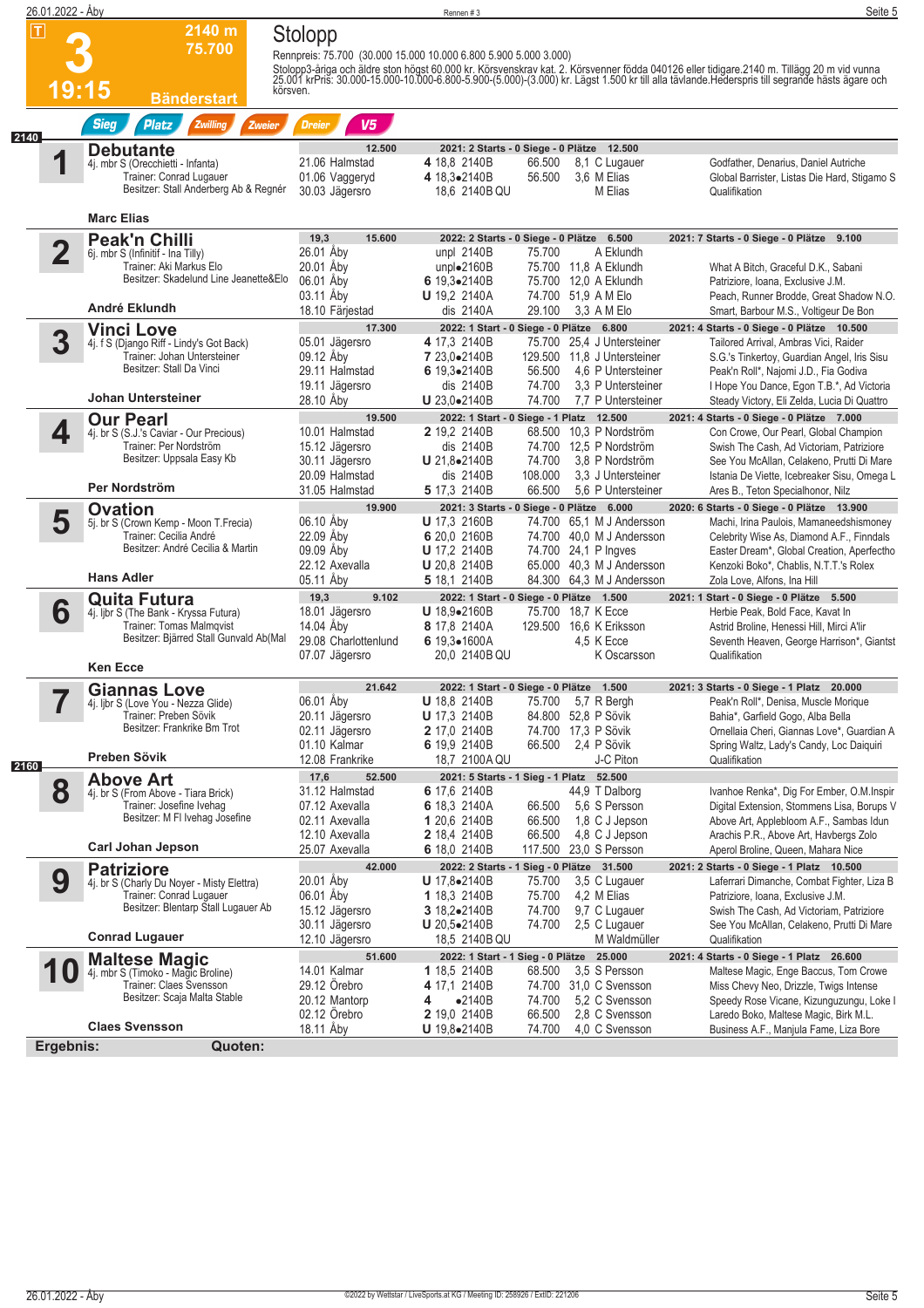# 3 — 2140 m — 75.700 — 19:15 — Bänderstart

## Stolopp

Rennpreis: 75.700 (30.000 15.000 10.000 6.800 5.900 5.000 3.000)

Stolopp3-åriga och äldre ston högst 60.000 kr. Körsvenskrav kat. 2. Körsvenner födda 040126 eller tidigare.2140 m. Tillägg 20 m vid vunna 25.001 krPris: 30.000-15.000-10.000-6.800-5.900-(5.000)-(3.000) kr. Lägst 1.500 kr till alla tävlande.Hederspris till segrande hästs ägare och körsven.

Sieg | Platz | Zwilling | Zweier | Dreier | V5

**2140**

### 1 Debutante
4j. mbr S (Orecchietti - Infanta)
Trainer: Conrad Lugauer
Besitzer: Stall Anderberg Ab & Regnér
**Marc Elias**

12.500 — 2021: 2 Starts - 0 Siege - 0 Plätze 12.500

| Datum | Bahn | Pl. | Zeit | Distanz | Preis | Quote | Fahrer | Einlauf |
|---|---|---|---|---|---|---|---|---|
| 21.06 | Halmstad | 4 | 18,8 | 2140B | 66.500 | 8,1 | C Lugauer | Godfather, Denarius, Daniel Autriche |
| 01.06 | Vaggeryd | 4 | 18,3• | 2140B | 56.500 | 3,6 | M Elias | Global Barrister, Listas Die Hard, Stigamo S |
| 30.03 | Jägersro | | 18,6 | 2140B QU | | | M Elias | Qualifikation |

### 2 Peak'n Chilli
6j. mbr S (Infinitif - Ina Tilly)
Trainer: Aki Markus Elo
Besitzer: Skadelund Line Jeanette&Elo
**André Eklundh**

19,3 — 15.600 — 2022: 2 Starts - 0 Siege - 0 Plätze 6.500 — 2021: 7 Starts - 0 Siege - 0 Plätze 9.100

| Datum | Bahn | Pl. | Zeit | Distanz | Preis | Quote | Fahrer | Einlauf |
|---|---|---|---|---|---|---|---|---|
| 26.01 | Åby | unpl | | 2140B | 75.700 | | A Eklundh | |
| 20.01 | Åby | unpl• | | 2160B | 75.700 | 11,8 | A Eklundh | What A Bitch, Graceful D.K., Sabani |
| 06.01 | Åby | 6 | 19,3• | 2140B | 75.700 | 12,0 | A Eklundh | Patriziore, Ioana, Exclusive J.M. |
| 03.11 | Åby | U | 19,2 | 2140A | 74.700 | 51,9 | A M Elo | Peach, Runner Brodde, Great Shadow N.O. |
| 18.10 | Färjestad | dis | | 2140A | 29.100 | 3,3 | A M Elo | Smart, Barbour M.S., Voltigeur De Bon |

### 3 Vinci Love
4j. f S (Googoo Gaagaa ... Going Riff - Lindy's Got Back)
Trainer: Johan Untersteiner
Besitzer: Stall Da Vinci
**Johan Untersteiner**

17.300 — 2022: 1 Start - 0 Siege - 0 Plätze 6.800 — 2021: 4 Starts - 0 Siege - 0 Plätze 10.500

| Datum | Bahn | Pl. | Zeit | Distanz | Preis | Quote | Fahrer | Einlauf |
|---|---|---|---|---|---|---|---|---|
| 05.01 | Jägersro | 4 | 17,3 | 2140B | 75.700 | 25,4 | J Untersteiner | Tailored Arrival, Ambras Vici, Raider |
| 09.12 | Åby | 7 | 23,0• | 2140B | 129.500 | 11,8 | J Untersteiner | S.G.'s Tinkertoy, Guardian Angel, Iris Sisu |
| 29.11 | Halmstad | 6 | 19,3• | 2140B | 56.500 | 4,6 | P Untersteiner | Peak'n Roll*, Najomi J.D., Fia Godiva |
| 19.11 | Jägersro | dis | | 2140B | 74.700 | 3,3 | P Untersteiner | I Hope You Dance, Egon T.B.*, Ad Victoria |
| 28.10 | Åby | U | 23,0• | 2140B | 74.700 | 7,7 | P Untersteiner | Steady Victory, Eli Zelda, Lucia Di Quattro |

### 4 Our Pearl
4j. br S (S.J.'s Caviar - Our Precious)
Trainer: Per Nordström
Besitzer: Uppsala Easy Kb
**Per Nordström**

19.500 — 2022: 1 Start - 0 Siege - 1 Platz 12.500 — 2021: 4 Starts - 0 Siege - 0 Plätze 7.000

| Datum | Bahn | Pl. | Zeit | Distanz | Preis | Quote | Fahrer | Einlauf |
|---|---|---|---|---|---|---|---|---|
| 10.01 | Halmstad | 2 | 19,2 | 2140B | 68.500 | 10,3 | P Nordström | Con Crowe, Our Pearl, Global Champion |
| 15.12 | Jägersro | dis | | 2140B | 74.700 | 12,5 | P Nordström | Swish The Cash, Ad Victoriam, Patriziore |
| 30.11 | Jägersro | U | 21,8• | 2140B | 74.700 | 3,8 | P Nordström | See You McAllan, Celakeno, Prutti Di Mare |
| 20.09 | Halmstad | dis | | 2140B | 108.000 | 3,3 | J Untersteiner | Istania De Viette, Icebreaker Sisu, Omega L |
| 31.05 | Halmstad | 5 | 17,3 | 2140B | 66.500 | 5,6 | P Untersteiner | Ares B., Teton Specialhonor, Nilz |

### 5 Ovation
5j. br S (Crown Kemp - Moon T.Frecia)
Trainer: Cecilia André
Besitzer: André Cecilia & Martin
**Hans Adler**

19.900 — 2021: 3 Starts - 0 Siege - 0 Plätze 6.000 — 2020: 6 Starts - 0 Siege - 0 Plätze 13.900

| Datum | Bahn | Pl. | Zeit | Distanz | Preis | Quote | Fahrer | Einlauf |
|---|---|---|---|---|---|---|---|---|
| 06.10 | Åby | U | 17,3 | 2160B | 74.700 | 65,1 | M J Andersson | Machi, Irina Paulois, Mamaneedshismoney |
| 22.09 | Åby | 6 | 20,0 | 2160B | 74.700 | 40,0 | M J Andersson | Celebrity Wise As, Diamond A.F., Finndals |
| 09.09 | Åby | U | 17,2 | 2140B | 74.700 | 24,1 | P Ingves | Easter Dream*, Global Creation, Aperfectho |
| 22.12 | Axevalla | U | 20,8 | 2140B | 65.000 | 40,3 | M J Andersson | Kenzoki Boko*, Chablis, N.T.T.'s Rolex |
| 05.11 | Åby | 5 | 18,1 | 2140B | 84.300 | 64,3 | M J Andersson | Zola Love, Alfons, Ina Hill |

### 6 Quita Futura
4j. ljbr S (The Bank - Kryssa Futura)
Trainer: Tomas Malmqvist
Besitzer: Bjärred Stall Gunvald Ab(Mal
**Ken Ecce**

19,3 — 9.102 — 2022: 1 Start - 0 Siege - 0 Plätze 1.500 — 2021: 1 Start - 0 Siege - 0 Plätze 5.500

| Datum | Bahn | Pl. | Zeit | Distanz | Preis | Quote | Fahrer | Einlauf |
|---|---|---|---|---|---|---|---|---|
| 18.01 | Jägersro | U | 18,9• | 2160B | 75.700 | 18,7 | K Ecce | Herbie Peak, Bold Face, Kavat In |
| 14.04 | Åby | 8 | 17,8 | 2140A | 129.500 | 16,6 | K Eriksson | Astrid Broline, Henessi Hill, Mirci A'lir |
| 29.08 | Charlottenlund | 6 | 19,3• | 1600A | | 4,5 | K Ecce | Seventh Heaven, George Harrison*, Giantst |
| 07.07 | Jägersro | | 20,0 | 2140B QU | | | K Oscarsson | Qualifikation |

### 7 Giannas Love
4j. ljbr S (Love You - Nezza Glide)
Trainer: Preben Sövik
Besitzer: Frankribe Bm Trot
**Preben Sövik**

21.642 — 2022: 1 Start - 0 Siege - 0 Plätze 1.500 — 2021: 3 Starts - 0 Siege - 1 Platz 20.000

| Datum | Bahn | Pl. | Zeit | Distanz | Preis | Quote | Fahrer | Einlauf |
|---|---|---|---|---|---|---|---|---|
| 06.01 | Åby | U | 18,8 | 2140B | 75.700 | 5,7 | R Bergh | Peak'n Roll*, Denisa, Muscle Morique |
| 20.11 | Jägersro | U | 17,3 | 2140B | 84.800 | 52,8 | P Sövik | Bahia*, Garfield Gogo, Alba Bella |
| 02.11 | Jägersro | 2 | 17,0 | 2140B | 74.700 | 17,3 | P Sövik | Ornellaia Cheri, Giannas Love*, Guardian A |
| 01.10 | Kalmar | 6 | 19,9 | 2140B | 66.500 | 2,4 | P Sövik | Spring Waltz, Lady's Candy, Loc Daiquiri |
| 12.08 | Frankrike | | 18,7 | 2100A QU | | | J-C Piton | Qualifikation |

**2160**

### 8 Above Art
4j. br S (From Above - Tiara Brick)
Trainer: Josefine Ivehag
Besitzer: M Fl Ivehag Josefine
**Carl Johan Jepson**

17,6 — 52.500 — 2021: 5 Starts - 1 Sieg - 1 Platz 52.500

| Datum | Bahn | Pl. | Zeit | Distanz | Preis | Quote | Fahrer | Einlauf |
|---|---|---|---|---|---|---|---|---|
| 31.12 | Halmstad | 6 | 17,6 | 2140B | | 44,9 | T Dalborg | Ivanhoe Renka*, Dig For Ember, O.M.Inspir |
| 07.12 | Axevalla | 6 | 18,3 | 2140A | 66.500 | 5,6 | S Persson | Digital Extension, Stommens Lisa, Borups V |
| 02.11 | Axevalla | 1 | 20,6 | 2140B | 66.500 | 1,8 | C J Jepson | Above Art, Applebloom A.F., Sambas Idun |
| 12.10 | Axevalla | 2 | 18,4 | 2140B | 66.500 | 4,8 | C J Jepson | Arachis P.R., Above Art, Havbergs Zolo |
| 25.07 | Axevalla | 6 | 18,0 | 2140B | 117.500 | 23,0 | S Persson | Aperol Broline, Queen, Mahara Nice |

### 9 Patriziore
4j. br S (Charly Du Noyer - Misty Elettra)
Trainer: Conrad Lugauer
Besitzer: Blentarp Stall Lugauer Ab
**Conrad Lugauer**

42.000 — 2022: 2 Starts - 1 Sieg - 0 Plätze 31.500 — 2021: 2 Starts - 0 Siege - 1 Platz 10.500

| Datum | Bahn | Pl. | Zeit | Distanz | Preis | Quote | Fahrer | Einlauf |
|---|---|---|---|---|---|---|---|---|
| 20.01 | Åby | U | 17,8• | 2140B | 75.700 | 3,5 | C Lugauer | Laferrari Dimanche, Combat Fighter, Liza B |
| 06.01 | Åby | 1 | 18,3 | 2140B | 75.700 | 4,2 | M Elias | Patriziore, Ioana, Exclusive J.M. |
| 15.12 | Jägersro | 3 | 18,2• | 2140B | 74.700 | 9,7 | C Lugauer | Swish The Cash, Ad Victoriam, Patriziore |
| 30.11 | Jägersro | U | 20,5• | 2140B | 74.700 | 2,5 | C Lugauer | See You McAllan, Celakeno, Prutti Di Mare |
| 12.10 | Jägersro | | 18,5 | 2140B QU | | | M Waldmüller | Qualifikation |

### 10 Maltese Magic
4j. mbr S (Timoko - Magic Broline)
Trainer: Claes Svensson
Besitzer: Scaja Malta Stable
**Claes Svensson**

51.600 — 2022: 1 Start - 1 Sieg - 0 Plätze 25.000 — 2021: 4 Starts - 0 Siege - 1 Platz 26.600

| Datum | Bahn | Pl. | Zeit | Distanz | Preis | Quote | Fahrer | Einlauf |
|---|---|---|---|---|---|---|---|---|
| 14.01 | Kalmar | 1 | 18,5 | 2140B | 68.500 | 3,5 | S Persson | Maltese Magic, Enge Baccus, Tom Crowe |
| 29.12 | Örebro | 4 | 17,1 | 2140B | 74.700 | 31,0 | C Svensson | Miss Chevy Neo, Drizzle, Twigs Intense |
| 20.12 | Mantorp | 4 | • | 2140B | 74.700 | 5,2 | C Svensson | Speedy Rose Vicane, Kizunguzungu, Loke I |
| 02.12 | Örebro | 2 | 19,0 | 2140B | 66.500 | 2,8 | C Svensson | Laredo Boko, Maltese Magic, Birk M.L. |
| 18.11 | Åby | U | 19,8• | 2140B | 74.700 | 4,0 | C Svensson | Business A.F., Manjula Fame, Liza Bore |

**Ergebnis:** **Quoten:**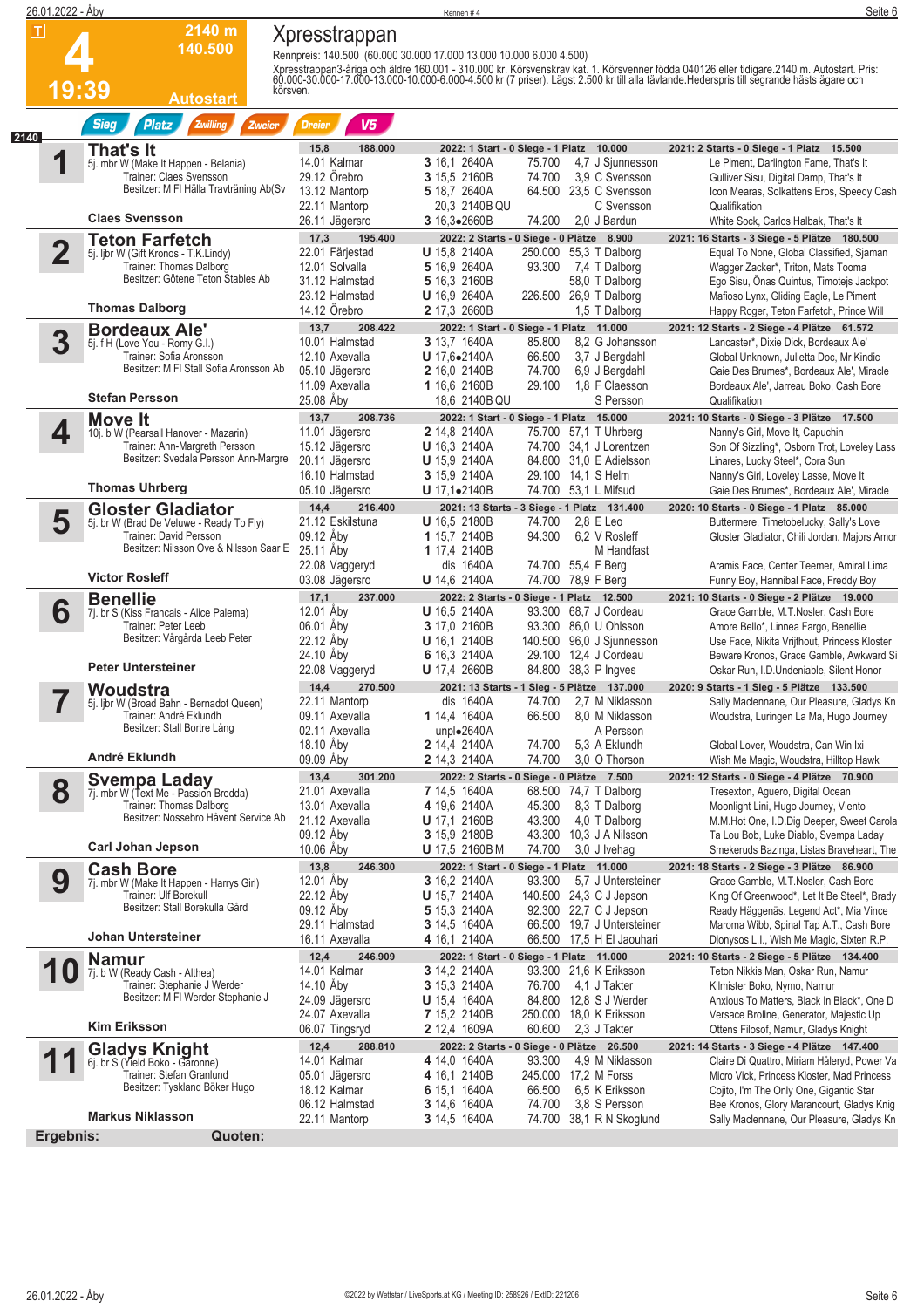# Xpresstrappan

**4** — 19:39 — 2140 m — 140.500 — Autostart

Rennpreis: 140.500 (60.000 30.000 17.000 13.000 10.000 6.000 4.500)

Xpresstrappan3-åriga och äldre 160.001 - 310.000 kr. Körsvenskrav kat. 1. Körsvenner födda 040126 eller tidigare.2140 m. Autostart. Pris: 60.000-30.000-17.000-13.000-10.000-6.000-4.500 kr (7 priser). Lägst 2.500 kr till alla tävlande.Hederspris till segrande hästs ägare och körsven.

Sieg | Platz | Zwilling | Zweier | Dreier | V5

2140

## 1 That's It
5j. mbr W (Make It Happen - Belania)
Trainer: Claes Svensson
Besitzer: M Fl Hälla Travträning Ab(Sv
**Claes Svensson**

15,8 — 188.000 — 2022: 1 Start - 0 Siege - 1 Platz 10.000 — 2021: 2 Starts - 0 Siege - 1 Platz 15.500

| Datum | Bahn | Platz | Zeit | Distanz | Preis | Quote | Fahrer | Erste drei |
|---|---|---|---|---|---|---|---|---|
| 14.01 | Kalmar | 3 | 16,1 | 2640A | 75.700 | 4,7 | J Sjunnesson | Le Piment, Darlington Fame, That's It |
| 29.12 | Örebro | 3 | 15,5 | 2160B | 74.700 | 3,9 | C Svensson | Gulliver Sisu, Digital Damp, That's It |
| 13.12 | Mantorp | 5 | 18,7 | 2640A | 64.500 | 23,5 | C Svensson | Icon Mearas, Solkattens Eros, Speedy Cash |
| 22.11 | Mantorp | | 20,3 | 2140B QU | | | C Svensson | Qualifikation |
| 26.11 | Jägersro | 3 | 16,3● | 2660B | 74.200 | 2,0 | J Bardun | White Sock, Carlos Halbak, That's It |

## 2 Teton Farfetch
5j. ljbr W (Gift Kronos - T.K.Lindy)
Trainer: Thomas Dalborg
Besitzer: Götene Teton Stables Ab
**Thomas Dalborg**

17,3 — 195.400 — 2022: 2 Starts - 0 Siege - 0 Plätze 8.900 — 2021: 16 Starts - 3 Siege - 5 Plätze 180.500

| Datum | Bahn | Platz | Zeit | Distanz | Preis | Quote | Fahrer | Erste drei |
|---|---|---|---|---|---|---|---|---|
| 22.01 | Färjestad | U | 15,8 | 2140A | 250.000 | 55,3 | T Dalborg | Equal To None, Global Classified, Sjaman |
| 12.01 | Solvalla | 5 | 16,9 | 2640A | 93.300 | 7,4 | T Dalborg | Wagger Zacker*, Triton, Mats Tooma |
| 31.12 | Halmstad | 5 | 16,3 | 2160B | | 58,0 | T Dalborg | Ego Sisu, Önas Quintus, Timotejs Jackpot |
| 23.12 | Halmstad | U | 16,9 | 2640A | 226.500 | 26,9 | T Dalborg | Mafioso Lynx, Gliding Eagle, Le Piment |
| 14.12 | Örebro | 2 | 17,3 | 2660B | | 1,5 | T Dalborg | Happy Roger, Teton Farfetch, Prince Will |

## 3 Bordeaux Ale'
5j. f H (Love You - Romy G.I.)
Trainer: Sofia Aronsson
Besitzer: M Fl Stall Sofia Aronsson Ab
**Stefan Persson**

13,7 — 208.422 — 2022: 1 Start - 0 Siege - 1 Platz 11.000 — 2021: 12 Starts - 2 Siege - 4 Plätze 61.572

| Datum | Bahn | Platz | Zeit | Distanz | Preis | Quote | Fahrer | Erste drei |
|---|---|---|---|---|---|---|---|---|
| 10.01 | Halmstad | 3 | 13,7 | 1640A | 85.800 | 8,2 | G Johansson | Lancaster*, Dixie Dick, Bordeaux Ale' |
| 12.10 | Axevalla | U | 17,6● | 2140A | 66.500 | 3,7 | J Bergdahl | Global Unknown, Julietta Doc, Mr Kindic |
| 05.10 | Jägersro | 2 | 16,0 | 2140B | 74.700 | 6,9 | J Bergdahl | Gaie Des Brumes*, Bordeaux Ale', Miracle |
| 11.09 | Axevalla | 1 | 16,6 | 2160B | 29.100 | 1,8 | F Claesson | Bordeaux Ale', Jarreau Boko, Cash Bore |
| 25.08 | Åby | | 18,6 | 2140B QU | | | S Persson | Qualifikation |

## 4 Move It
10j. b W (Pearsall Hanover - Mazarin)
Trainer: Ann-Margreth Persson
Besitzer: Svedala Persson Ann-Margre
**Thomas Uhrberg**

13,7 — 208.736 — 2022: 1 Start - 0 Siege - 1 Platz 15.000 — 2021: 10 Starts - 0 Siege - 3 Plätze 17.500

| Datum | Bahn | Platz | Zeit | Distanz | Preis | Quote | Fahrer | Erste drei |
|---|---|---|---|---|---|---|---|---|
| 11.01 | Jägersro | 2 | 14,8 | 2140A | 75.700 | 57,1 | T Uhrberg | Nanny's Girl, Move It, Capuchin |
| 15.12 | Jägersro | U | 16,3 | 2140A | 74.700 | 34,1 | J Lorentzen | Son Of Sizzling*, Osborn Trot, Loveley Lass |
| 20.11 | Jägersro | U | 15,9 | 2140A | 84.800 | 31,0 | E Adielsson | Linares, Lucky Steel*, Cora Sun |
| 16.10 | Halmstad | 3 | 15,9 | 2140A | 29.100 | 14,1 | S Helm | Nanny's Girl, Loveley Lasse, Move It |
| 05.10 | Jägersro | U | 17,1● | 2140B | 74.700 | 53,1 | L Mifsud | Gaie Des Brumes*, Bordeaux Ale', Miracle |

## 5 Gloster Gladiator
5j. br W (Brad De Veluwe - Ready To Fly)
Trainer: David Persson
Besitzer: Nilsson Ove & Nilsson Saar E
**Victor Rosleff**

14,4 — 216.400 — 2021: 13 Starts - 3 Siege - 1 Platz 131.400 — 2020: 10 Starts - 0 Siege - 1 Platz 85.000

| Datum | Bahn | Platz | Zeit | Distanz | Preis | Quote | Fahrer | Erste drei |
|---|---|---|---|---|---|---|---|---|
| 21.12 | Eskilstuna | U | 16,5 | 2180B | 74.700 | 2,8 | E Leo | Buttermere, Timetobelucky, Sally's Love |
| 09.12 | Åby | 1 | 15,7 | 2140B | 94.300 | 6,2 | V Rosleff | Gloster Gladiator, Chili Jordan, Majors Amor |
| 25.11 | Åby | 1 | 17,4 | 2140B | | | M Handfast | |
| 22.08 | Vaggeryd | | dis | 1640A | 74.700 | 55,4 | F Berg | Aramis Face, Center Teemer, Amiral Lima |
| 03.08 | Jägersro | U | 14,6 | 2140A | 74.700 | 78,9 | F Berg | Funny Boy, Hannibal Face, Freddy Boy |

## 6 Benellie
7j. br S (Kiss Francais - Alice Palema)
Trainer: Peter Leeb
Besitzer: Vårgårda Leeb Peter
**Peter Untersteiner**

17,1 — 237.000 — 2022: 2 Starts - 0 Siege - 1 Platz 12.500 — 2021: 10 Starts - 0 Siege - 2 Plätze 19.000

| Datum | Bahn | Platz | Zeit | Distanz | Preis | Quote | Fahrer | Erste drei |
|---|---|---|---|---|---|---|---|---|
| 12.01 | Åby | U | 16,5 | 2140A | 93.300 | 68,7 | J Cordeau | Grace Gamble, M.T.Nosler, Cash Bore |
| 06.01 | Åby | 3 | 17,0 | 2160B | 93.300 | 86,0 | U Ohlsson | Amore Bello*, Linnea Fargo, Benellie |
| 22.12 | Åby | U | 16,1 | 2140B | 140.500 | 96,0 | J Sjunnesson | Use Face, Nikita Vrijthout, Princess Kloster |
| 24.10 | Åby | 6 | 16,3 | 2140A | 29.100 | 12,4 | J Cordeau | Beware Kronos, Grace Gamble, Awkward Si |
| 22.08 | Vaggeryd | U | 17,4 | 2660B | 84.800 | 38,3 | P Ingves | Oskar Run, I.D.Undeniable, Silent Honor |

## 7 Woudstra
5j. ljbr W (Broad Bahn - Bernadot Queen)
Trainer: André Eklundh
Besitzer: Stall Bortre Lång
**André Eklundh**

14,4 — 270.500 — 2021: 13 Starts - 1 Sieg - 5 Plätze 137.000 — 2020: 9 Starts - 1 Sieg - 5 Plätze 133.500

| Datum | Bahn | Platz | Zeit | Distanz | Preis | Quote | Fahrer | Erste drei |
|---|---|---|---|---|---|---|---|---|
| 22.11 | Mantorp | | dis | 1640A | 74.700 | 2,7 | M Niklasson | Sally Maclennane, Our Pleasure, Gladys Kn |
| 09.11 | Axevalla | 1 | 14,4 | 1640A | 66.500 | 8,0 | M Niklasson | Woudstra, Luringen La Ma, Hugo Journey |
| 02.11 | Axevalla | | unpl● | 2640A | | | A Persson | |
| 18.10 | Åby | 2 | 14,4 | 2140A | 74.700 | 5,3 | A Eklundh | Global Lover, Woudstra, Can Win Ixi |
| 09.09 | Åby | 2 | 14,3 | 2140A | 74.700 | 3,0 | O Thorson | Wish Me Magic, Woudstra, Hilltop Hawk |

## 8 Svempa Laday
7j. mbr W (Text Me - Passion Brodda)
Trainer: Thomas Dalborg
Besitzer: Nossebro Hävent Service Ab
**Carl Johan Jepson**

13,4 — 301.200 — 2022: 2 Starts - 0 Siege - 0 Plätze 7.500 — 2021: 12 Starts - 0 Siege - 4 Plätze 70.900

| Datum | Bahn | Platz | Zeit | Distanz | Preis | Quote | Fahrer | Erste drei |
|---|---|---|---|---|---|---|---|---|
| 21.01 | Axevalla | 7 | 14,5 | 1640A | 68.500 | 74,7 | T Dalborg | Tresexton, Aguero, Digital Ocean |
| 13.01 | Axevalla | 4 | 19,6 | 2140A | 45.300 | 8,3 | T Dalborg | Moonlight Lini, Hugo Journey, Viento |
| 21.12 | Axevalla | U | 17,1 | 2160B | 43.300 | 4,0 | T Dalborg | M.M.Hot One, I.D.Dig Deeper, Sweet Carola |
| 09.12 | Åby | 3 | 15,9 | 2180B | 43.300 | 10,3 | J A Nilsson | Ta Lou Bob, Luke Diablo, Svempa Laday |
| 10.06 | Åby | U | 17,5 | 2160B M | 74.700 | 3,0 | J Ivehag | Smekerods Bazinga, Listas Braveheart, The |

## 9 Cash Bore
7j. mbr W (Make It Happen - Harrys Girl)
Trainer: Ulf Borekull
Besitzer: Stall Borekulla Gård
**Johan Untersteiner**

13,8 — 246.300 — 2022: 1 Start - 0 Siege - 1 Platz 11.000 — 2021: 18 Starts - 2 Siege - 3 Plätze 86.900

| Datum | Bahn | Platz | Zeit | Distanz | Preis | Quote | Fahrer | Erste drei |
|---|---|---|---|---|---|---|---|---|
| 12.01 | Åby | 3 | 16,2 | 2140A | 93.300 | 5,7 | J Untersteiner | Grace Gamble, M.T.Nosler, Cash Bore |
| 22.12 | Åby | U | 15,7 | 2140A | 140.500 | 24,3 | C J Jepson | King Of Greenwood*, Let It Be Steel*, Brady |
| 09.12 | Åby | 5 | 15,3 | 2140A | 92.300 | 22,7 | C J Jepson | Ready Häggenäs, Legend Act*, Mia Vince |
| 29.11 | Halmstad | 3 | 14,5 | 1640A | 66.500 | 19,7 | J Untersteiner | Maroma Wibb, Spinal Tap A.T., Cash Bore |
| 16.11 | Axevalla | 4 | 16,1 | 2140A | 66.500 | 17,5 | H El Jaouhari | Dionysos L.I., Wish Me Magic, Sixten R.P. |

## 10 Namur
7j. b W (Ready Cash - Althea)
Trainer: Stephanie J Werder
Besitzer: M Fl Werder Stephanie J
**Kim Eriksson**

12,4 — 246.909 — 2022: 1 Start - 0 Siege - 1 Platz 11.000 — 2021: 10 Starts - 2 Siege - 5 Plätze 134.400

| Datum | Bahn | Platz | Zeit | Distanz | Preis | Quote | Fahrer | Erste drei |
|---|---|---|---|---|---|---|---|---|
| 14.01 | Kalmar | 3 | 14,2 | 2140A | 93.300 | 21,6 | K Eriksson | Teton Nikkis Man, Oskar Run, Namur |
| 14.10 | Åby | 3 | 15,3 | 2140A | 76.700 | 4,1 | J Takter | Kilmister Boko, Nymo, Namur |
| 24.09 | Jägersro | U | 15,4 | 1640A | 84.800 | 12,8 | S J Werder | Anxious To Matters, Black In Black*, One D |
| 24.07 | Axevalla | 7 | 15,2 | 2140B | 250.000 | 18,0 | K Eriksson | Versace Broline, Generator, Majestic Up |
| 06.07 | Tingsryd | 2 | 12,4 | 1609A | 60.600 | 2,3 | J Takter | Ottens Filosof, Namur, Gladys Knight |

## 11 Gladys Knight
6j. br S (Yield Boko - Garonne)
Trainer: Stefan Granlund
Besitzer: Tyskland Böker Hugo
**Markus Niklasson**

12,4 — 288.810 — 2022: 2 Starts - 0 Siege - 0 Plätze 26.500 — 2021: 14 Starts - 3 Siege - 4 Plätze 147.400

| Datum | Bahn | Platz | Zeit | Distanz | Preis | Quote | Fahrer | Erste drei |
|---|---|---|---|---|---|---|---|---|
| 14.01 | Kalmar | 4 | 14,0 | 1640A | 93.300 | 4,9 | M Niklasson | Claire Di Quattro, Miriam Håleryd, Power Va |
| 05.01 | Jägersro | 4 | 16,1 | 2140B | 245.000 | 17,2 | M Forss | Micro Vick, Princess Kloster, Mad Princess |
| 18.12 | Kalmar | 6 | 15,1 | 1640A | 66.500 | 6,5 | K Eriksson | Cojito, I'm The Only One, Gigantic Star |
| 06.12 | Halmstad | 3 | 14,6 | 1640A | 74.700 | 3,8 | S Persson | Bee Kronos, Glory Marancourt, Gladys Knig |
| 22.11 | Mantorp | 3 | 14,5 | 1640A | 74.700 | 38,1 | R N Skoglund | Sally Maclennane, Our Pleasure, Gladys Kn |

**Ergebnis:** **Quoten:**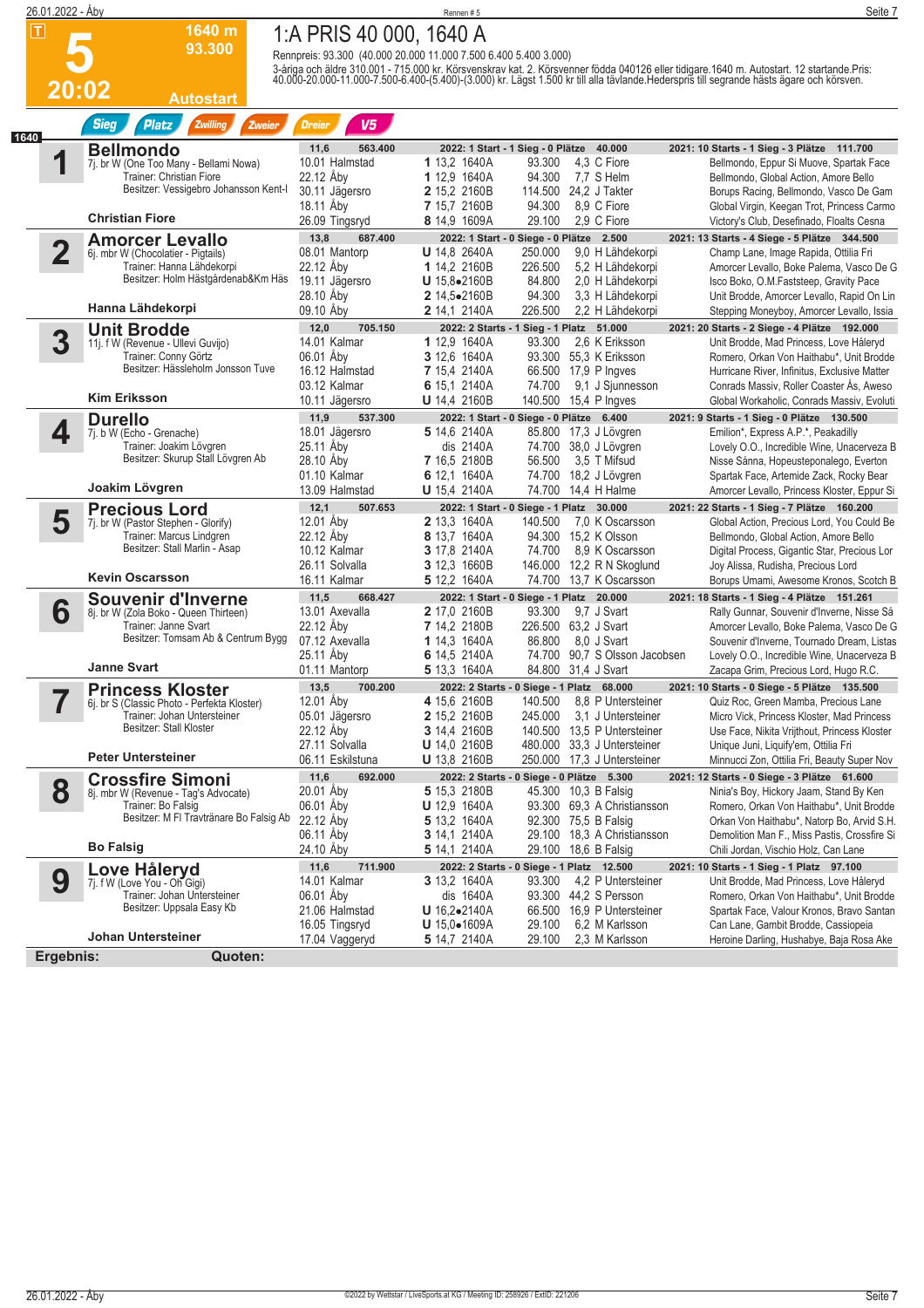# 5 — 20:02 — 1640 m — 93.300 — Autostart

## 1:A PRIS 40 000, 1640 A

Rennpreis: 93.300 (40.000 20.000 11.000 7.500 6.400 5.400 3.000)

3-åriga och äldre 310.001 - 715.000 kr. Körsvenskrav kat. 2. Körsvenner födda 040126 eller tidigare.1640 m. Autostart. 12 startande.Pris: 40.000-20.000-11.000-7.500-6.400-(5.400)-(3.000) kr. Lägst 1.500 kr till alla tävlande.Hederspris till segrande hästs ägare och körsven.

Sieg | Platz | Zwilling | Zweier | Dreier | V5

**1640**

### 1 Bellmondo
7j. br W (One Too Many - Bellami Nowa)
Trainer: Christian Fiore
Besitzer: Vessigebro Johansson Kent-l
**Christian Fiore**

11,6 — 563.400 — 2022: 1 Start - 1 Sieg - 0 Plätze 40.000 — 2021: 10 Starts - 1 Sieg - 3 Plätze 111.700

| Datum | Bahn | Platz | Zeit | Distanz | Preis | Quote | Fahrer | Einlauf |
|---|---|---|---|---|---|---|---|---|
| 10.01 | Halmstad | 1 | 13,2 | 1640A | 93.300 | 4,3 | C Fiore | Bellmondo, Eppur Si Muove, Spartak Face |
| 22.12 | Åby | 1 | 12,9 | 1640A | 94.300 | 7,7 | S Helm | Bellmondo, Global Action, Amore Bello |
| 30.11 | Jägersro | 2 | 15,2 | 2160B | 114.500 | 24,2 | J Takter | Borups Racing, Bellmondo, Vasco De Gam |
| 18.11 | Åby | 7 | 15,7 | 2160B | 94.300 | 8,9 | C Fiore | Global Virgin, Keegan Trot, Princess Carmo |
| 26.09 | Tingsryd | 8 | 14,9 | 1609A | 29.100 | 2,9 | C Fiore | Victory's Club, Desefinado, Floalts Cesna |

### 2 Amorcer Levallo
6j. mbr W (Chocolatier - Pigtails)
Trainer: Hanna Lähdekorpi
Besitzer: Holm Hästgårdenab&Km Häs
**Hanna Lähdekorpi**

13,8 — 687.400 — 2022: 1 Start - 0 Siege - 0 Plätze 2.500 — 2021: 13 Starts - 4 Siege - 5 Plätze 344.500

| Datum | Bahn | Platz | Zeit | Distanz | Preis | Quote | Fahrer | Einlauf |
|---|---|---|---|---|---|---|---|---|
| 08.01 | Mantorp | U | 14,8 | 2640A | 250.000 | 9,0 | H Lähdekorpi | Champ Lane, Image Rapida, Ottilia Fri |
| 22.12 | Åby | 1 | 14,2 | 2160B | 226.500 | 5,2 | H Lähdekorpi | Amorcer Levallo, Boke Palema, Vasco De G |
| 19.11 | Jägersro | U | 15,8● | 2160B | 84.800 | 2,0 | H Lähdekorpi | Isco Boko, O.M.Faststeep, Gravity Pace |
| 28.10 | Åby | 2 | 14,5● | 2160B | 94.300 | 3,3 | H Lähdekorpi | Unit Brodde, Amorcer Levallo, Rapid On Lin |
| 09.10 | Åby | 2 | 14,1 | 2140A | 226.500 | 2,2 | H Lähdekorpi | Stepping Moneyboy, Amorcer Levallo, Issia |

### 3 Unit Brodde
11j. f W (Revenue - Ullevi Guvijo)
Trainer: Conny Görtz
Besitzer: Hässleholm Jonsson Tuve
**Kim Eriksson**

12,0 — 705.150 — 2022: 2 Starts - 1 Sieg - 1 Platz 51.000 — 2021: 20 Starts - 2 Siege - 4 Plätze 192.000

| Datum | Bahn | Platz | Zeit | Distanz | Preis | Quote | Fahrer | Einlauf |
|---|---|---|---|---|---|---|---|---|
| 14.01 | Kalmar | 1 | 12,9 | 1640A | 93.300 | 2,6 | K Eriksson | Unit Brodde, Mad Princess, Love Håleryd |
| 06.01 | Åby | 3 | 12,6 | 1640A | 93.300 | 55,3 | K Eriksson | Romero, Orkan Von Haithabu*, Unit Brodde |
| 16.12 | Halmstad | 7 | 15,4 | 2140A | 66.500 | 17,9 | P Ingves | Hurricane River, Infinitus, Exclusive Matter |
| 03.12 | Kalmar | 6 | 15,1 | 2140A | 74.700 | 9,1 | J Sjunnesson | Conrads Massiv, Roller Coaster Ås, Aweso |
| 10.11 | Jägersro | U | 14,4 | 2160B | 140.500 | 15,4 | P Ingves | Global Workaholic, Conrads Massiv, Evoluti |

### 4 Durello
7j. b W (Echo - Grenache)
Trainer: Joakim Lövgren
Besitzer: Skurup Stall Lövgren Ab
**Joakim Lövgren**

11,9 — 537.300 — 2022: 1 Start - 0 Siege - 0 Plätze 6.400 — 2021: 9 Starts - 1 Sieg - 0 Plätze 130.500

| Datum | Bahn | Platz | Zeit | Distanz | Preis | Quote | Fahrer | Einlauf |
|---|---|---|---|---|---|---|---|---|
| 18.01 | Jägersro | 5 | 14,6 | 2140A | 85.800 | 17,3 | J Lövgren | Emilion*, Express A.P.*, Peakadilly |
| 25.11 | Åby | | dis | 2140A | 74.700 | 38,0 | J Lövgren | Lovely O.O., Incredible Wine, Unacerveza B |
| 28.10 | Åby | 7 | 16,5 | 2180B | 56.500 | 3,5 | T Mifsud | Nisse Sånna, Hopeusteponalego, Everton |
| 01.10 | Kalmar | 6 | 12,1 | 1640A | 74.700 | 18,2 | J Lövgren | Spartak Face, Artemide Zack, Rocky Bear |
| 13.09 | Halmstad | U | 15,4 | 2140A | 74.700 | 14,4 | H Halme | Amorcer Levallo, Princess Kloster, Eppur Si |

### 5 Precious Lord
7j. br W (Pastor Stephen - Glorify)
Trainer: Marcus Lindgren
Besitzer: Stall Marlin - Asap
**Kevin Oscarsson**

12,1 — 507.653 — 2022: 1 Start - 0 Siege - 1 Platz 30.000 — 2021: 22 Starts - 1 Sieg - 7 Plätze 160.200

| Datum | Bahn | Platz | Zeit | Distanz | Preis | Quote | Fahrer | Einlauf |
|---|---|---|---|---|---|---|---|---|
| 12.01 | Åby | 2 | 13,3 | 1640A | 140.500 | 7,0 | K Oscarsson | Global Action, Precious Lord, You Could Be |
| 22.12 | Åby | 8 | 13,7 | 1640A | 94.300 | 15,2 | K Olsson | Bellmondo, Global Action, Amore Bello |
| 10.12 | Kalmar | 3 | 17,8 | 2140A | 74.700 | 8,9 | K Oscarsson | Digital Process, Gigantic Star, Precious Lor |
| 26.11 | Solvalla | 3 | 12,3 | 1660B | 146.000 | 12,2 | R N Skoglund | Joy Alissa, Rudisha, Precious Lord |
| 16.11 | Kalmar | 5 | 12,2 | 1640A | 74.700 | 13,7 | K Oscarsson | Borups Umami, Awesome Kronos, Scotch B |

### 6 Souvenir d'Inverne
8j. br W (Zola Boko - Queen Thirteen)
Trainer: Janne Svart
Besitzer: Tomsam Ab & Centrum Bygg
**Janne Svart**

11,5 — 668.427 — 2022: 1 Start - 0 Siege - 1 Platz 20.000 — 2021: 18 Starts - 1 Sieg - 4 Plätze 151.261

| Datum | Bahn | Platz | Zeit | Distanz | Preis | Quote | Fahrer | Einlauf |
|---|---|---|---|---|---|---|---|---|
| 13.01 | Axevalla | 2 | 17,0 | 2160B | 93.300 | 9,7 | J Svart | Rally Gunnar, Souvenir d'Inverne, Nisse Så |
| 22.12 | Åby | 7 | 14,2 | 2180B | 226.500 | 63,2 | J Svart | Amorcer Levallo, Boke Palema, Vasco De G |
| 07.12 | Axevalla | 1 | 14,3 | 1640A | 86.800 | 8,0 | J Svart | Souvenir d'Inverne, Tournado Dream, Listas |
| 25.11 | Åby | 6 | 14,5 | 2140A | 74.700 | 90,7 | S Olsson Jacobsen | Lovely O.O., Incredible Wine, Unacerveza B |
| 01.11 | Mantorp | 5 | 13,3 | 1640A | 84.800 | 31,4 | J Svart | Zacapa Grim, Precious Lord, Hugo R.C. |

### 7 Princess Kloster
6j. br S (Classic Photo - Perfekta Kloster)
Trainer: Johan Untersteiner
Besitzer: Stall Kloster
**Peter Untersteiner**

13,5 — 700.200 — 2022: 2 Starts - 0 Siege - 1 Platz 68.000 — 2021: 10 Starts - 0 Siege - 5 Plätze 135.500

| Datum | Bahn | Platz | Zeit | Distanz | Preis | Quote | Fahrer | Einlauf |
|---|---|---|---|---|---|---|---|---|
| 12.01 | Åby | 4 | 15,6 | 2160B | 140.500 | 8,8 | P Untersteiner | Quiz Roc, Green Mamba, Precious Lane |
| 05.01 | Jägersro | 2 | 15,2 | 2160B | 245.000 | 3,1 | J Untersteiner | Micro Vick, Princess Kloster, Mad Princess |
| 22.12 | Åby | 3 | 14,4 | 2160B | 140.500 | 13,5 | P Untersteiner | Use Face, Nikita Vrijthout, Princess Kloster |
| 27.11 | Solvalla | U | 14,0 | 2160B | 480.000 | 33,3 | J Untersteiner | Unique Juni, Liquify'em, Ottilia Fri |
| 06.11 | Eskilstuna | U | 13,8 | 2160B | 250.000 | 17,3 | J Untersteiner | Minnucci Zon, Ottilia Fri, Beauty Super Nov |

### 8 Crossfire Simoni
8j. mbr W (Revenue - Tag's Advocate)
Trainer: Bo Falsig
Besitzer: M Fl Travtränare Bo Falsig Ab
**Bo Falsig**

11,6 — 692.000 — 2022: 2 Starts - 0 Siege - 0 Plätze 5.300 — 2021: 12 Starts - 0 Siege - 3 Plätze 61.600

| Datum | Bahn | Platz | Zeit | Distanz | Preis | Quote | Fahrer | Einlauf |
|---|---|---|---|---|---|---|---|---|
| 20.01 | Åby | 5 | 15,3 | 2180B | 45.300 | 10,3 | B Falsig | Ninia's Boy, Hickory Jaam, Stand By Ken |
| 06.01 | Åby | U | 12,9 | 1640A | 93.300 | 69,3 | A Christiansson | Romero, Orkan Von Haithabu*, Unit Brodde |
| 22.12 | Åby | 5 | 13,2 | 1640A | 92.300 | 75,5 | B Falsig | Orkan Von Haithabu*, Natorp Bo, Arvid S.H. |
| 06.11 | Åby | 3 | 14,1 | 2140A | 29.100 | 18,3 | A Christiansson | Demolition Man F., Miss Pastis, Crossfire Si |
| 24.10 | Åby | 5 | 14,1 | 2140A | 29.100 | 18,6 | B Falsig | Chili Jordan, Vischio Holz, Can Lane |

### 9 Love Håleryd
7j. f W (Love You - Oh Gigi)
Trainer: Johan Untersteiner
Besitzer: Uppsala Easy Kb
**Johan Untersteiner**

11,6 — 711.900 — 2022: 2 Starts - 0 Siege - 1 Platz 12.500 — 2021: 10 Starts - 1 Sieg - 1 Platz 97.100

| Datum | Bahn | Platz | Zeit | Distanz | Preis | Quote | Fahrer | Einlauf |
|---|---|---|---|---|---|---|---|---|
| 14.01 | Kalmar | 3 | 13,2 | 1640A | 93.300 | 4,2 | P Untersteiner | Unit Brodde, Mad Princess, Love Håleryd |
| 06.01 | Åby | | dis | 1640A | 93.300 | 44,2 | S Persson | Romero, Orkan Von Haithabu*, Unit Brodde |
| 21.06 | Halmstad | U | 16,2● | 2140A | 66.500 | 16,9 | P Untersteiner | Spartak Face, Valour Kronos, Bravo Santan |
| 16.05 | Tingsryd | U | 15,0● | 1609A | 29.100 | 6,2 | M Karlsson | Can Lane, Gambit Brodde, Cassiopeia |
| 17.04 | Vaggeryd | 5 | 14,7 | 2140A | 29.100 | 2,3 | M Karlsson | Heroine Darling, Hushabye, Baja Rosa Ake |

**Ergebnis:** **Quoten:**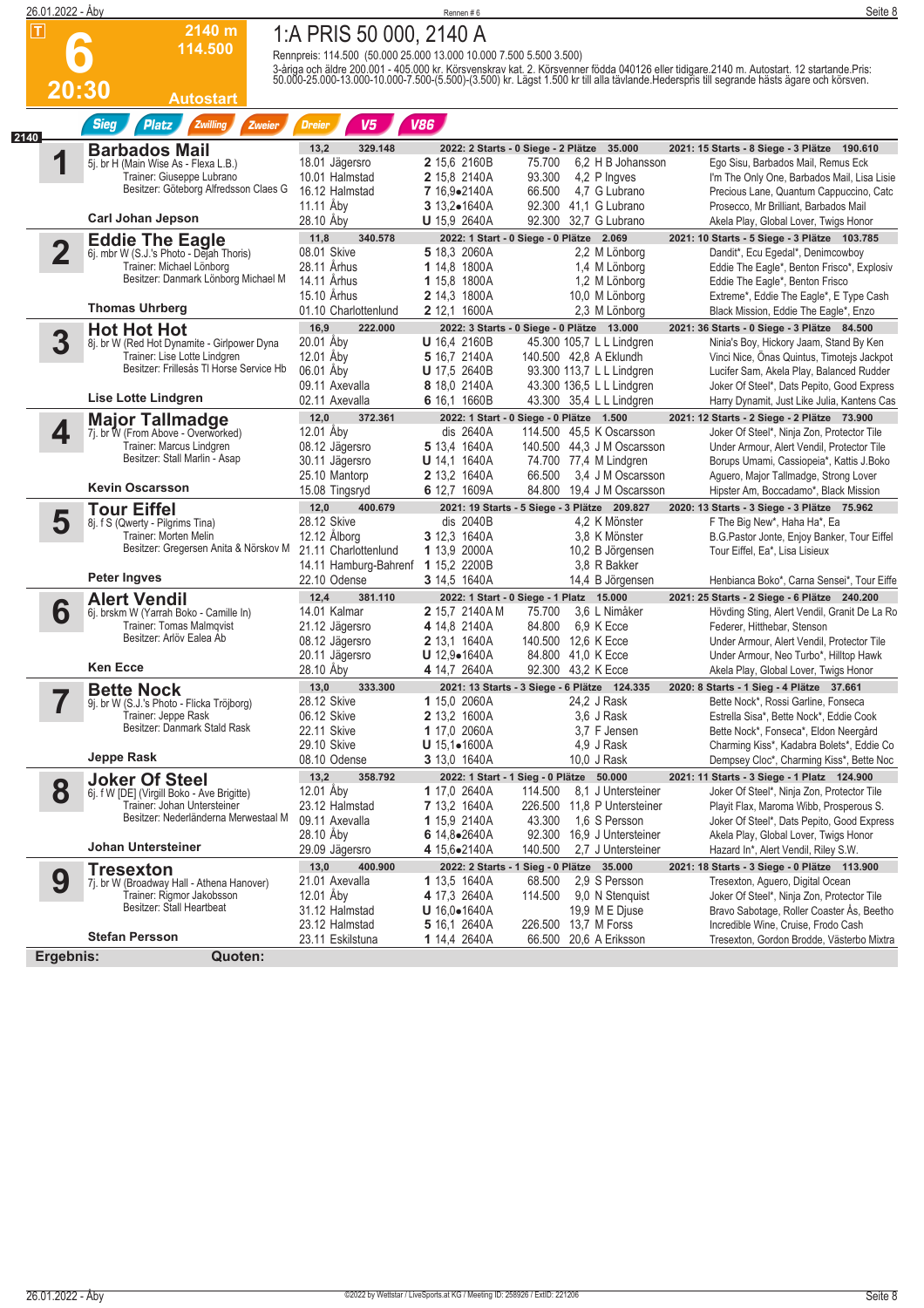# 6 — 1:A PRIS 50 000, 2140 A

**20:30** | **2140 m** | **114.500** | **Autostart**

Rennpreis: 114.500 (50.000 25.000 13.000 10.000 7.500 5.500 3.500)

3-åriga och äldre 200.001 - 405.000 kr. Körsvenskrav kat. 2. Körsvenner födda 040126 eller tidigare.2140 m. Autostart. 12 startande.Pris: 50.000-25.000-13.000-10.000-7.500-(5.500)-(3.500) kr. Lägst 1.500 kr till alla tävlande.Hederspris till segrande hästs ägare och körsven.

Sieg | Platz | Zwilling | Zweier | Dreier | V5 | V86

---

## 1 Barbados Mail
5j. br H (Main Wise As - Flexa L.B.)
Trainer: Giuseppe Lubrano
Besitzer: Göteborg Alfredsson Claes G
**Carl Johan Jepson**

13,2 | 329.148 | 2022: 2 Starts - 0 Siege - 2 Plätze 35.000 | 2021: 15 Starts - 8 Siege - 3 Plätze 190.610

| Datum | Bahn | Pl. | Zeit | Dist. | Preis | Quote | Fahrer | Einlauf |
|---|---|---|---|---|---|---|---|---|
| 18.01 | Jägersro | 2 | 15,6 | 2160B | 75.700 | 6,2 | H B Johansson | Ego Sisu, Barbados Mail, Remus Eck |
| 10.01 | Halmstad | 2 | 15,8 | 2140A | 93.300 | 4,2 | P Ingves | I'm The Only One, Barbados Mail, Lisa Lisie |
| 16.12 | Halmstad | 7 | 16,9● | 2140A | 66.500 | 4,7 | G Lubrano | Precious Lane, Quantum Cappuccino, Catc |
| 11.11 | Åby | 3 | 13,2● | 1640A | 92.300 | 41,1 | G Lubrano | Prosecco, Mr Brilliant, Barbados Mail |
| 28.10 | Åby | U | 15,9 | 2640A | 92.300 | 32,7 | G Lubrano | Akela Play, Global Lover, Twigs Honor |

## 2 Eddie The Eagle
6j. mbr W (S.J.'s Photo - Dejah Thoris)
Trainer: Michael Lönborg
Besitzer: Danmark Lönborg Michael M
**Thomas Uhrberg**

11,8 | 340.578 | 2022: 1 Start - 0 Siege - 0 Plätze 2.069 | 2021: 10 Starts - 5 Siege - 3 Plätze 103.785

| Datum | Bahn | Pl. | Zeit | Dist. | Preis | Quote | Fahrer | Einlauf |
|---|---|---|---|---|---|---|---|---|
| 08.01 | Skive | 5 | 18,3 | 2060A | | 2,2 | M Lönborg | Dandit*, Ecu Egedal*, Denimcowboy |
| 28.11 | Århus | 1 | 14,8 | 1800A | | 1,4 | M Lönborg | Eddie The Eagle*, Benton Frisco*, Explosiv |
| 14.11 | Århus | 1 | 15,8 | 1800A | | 1,2 | M Lönborg | Eddie The Eagle*, Benton Frisco |
| 15.10 | Århus | 2 | 14,3 | 1800A | | 10,0 | M Lönborg | Extreme*, Eddie The Eagle*, E Type Cash |
| 01.10 | Charlottenlund | 2 | 12,1 | 1600A | | 2,3 | M Lönborg | Black Mission, Eddie The Eagle*, Enzo |

## 3 Hot Hot Hot
8j. br W (Red Hot Dynamite - Girlpower Dyna
Trainer: Lise Lotte Lindgren
Besitzer: Frillesås Tl Horse Service Hb
**Lise Lotte Lindgren**

16,9 | 222.000 | 2022: 3 Starts - 0 Siege - 0 Plätze 13.000 | 2021: 36 Starts - 0 Siege - 3 Plätze 84.500

| Datum | Bahn | Pl. | Zeit | Dist. | Preis | Quote | Fahrer | Einlauf |
|---|---|---|---|---|---|---|---|---|
| 20.01 | Åby | U | 16,4 | 2160B | 45.300 | 105,7 | L L Lindgren | Ninia's Boy, Hickory Jaam, Stand By Ken |
| 12.01 | Åby | 5 | 16,7 | 2140A | 140.500 | 42,8 | A Eklundh | Vinci Nice, Önas Quintus, Timotejs Jackpot |
| 06.01 | Åby | U | 17,5 | 2640B | 93.300 | 113,7 | L L Lindgren | Lucifer Sam, Akela Play, Balanced Rudder |
| 09.11 | Axevalla | 8 | 18,0 | 2140A | 43.300 | 136,5 | L L Lindgren | Joker Of Steel*, Dats Pepito, Good Express |
| 02.11 | Axevalla | 6 | 16,1 | 1660B | 43.300 | 35,4 | L L Lindgren | Harry Dynamit, Just Like Julia, Kantens Cas |

## 4 Major Tallmadge
7j. br W (From Above - Overworked)
Trainer: Marcus Lindgren
Besitzer: Stall Marlin - Asap
**Kevin Oscarsson**

12,0 | 372.361 | 2022: 1 Start - 0 Siege - 0 Plätze 1.500 | 2021: 12 Starts - 2 Siege - 2 Plätze 73.900

| Datum | Bahn | Pl. | Zeit | Dist. | Preis | Quote | Fahrer | Einlauf |
|---|---|---|---|---|---|---|---|---|
| 12.01 | Åby | dis | | 2640A | 114.500 | 45,5 | K Oscarsson | Joker Of Steel*, Ninja Zon, Protector Tile |
| 08.12 | Jägersro | 5 | 13,4 | 1640A | 140.500 | 44,3 | J M Oscarsson | Under Armour, Alert Vendil, Protector Tile |
| 30.11 | Jägersro | U | 14,1 | 1640A | 74.700 | 77,4 | M Lindgren | Borups Umami, Cassiopeia*, Kattis J.Boko |
| 25.10 | Mantorp | 2 | 13,2 | 1640A | 66.500 | 3,4 | J M Oscarsson | Aguero, Major Tallmadge, Strong Lover |
| 15.08 | Tingsryd | 6 | 12,7 | 1609A | 84.800 | 19,4 | J M Oscarsson | Hipster Am, Boccadamo*, Black Mission |

## 5 Tour Eiffel
8j. f S (Qwerty - Pilgrims Tina)
Trainer: Morten Melin
Besitzer: Gregersen Anita & Nörskov M
**Peter Ingves**

12,0 | 400.679 | 2021: 19 Starts - 5 Siege - 3 Plätze 209.827 | 2020: 13 Starts - 3 Siege - 3 Plätze 75.962

| Datum | Bahn | Pl. | Zeit | Dist. | Preis | Quote | Fahrer | Einlauf |
|---|---|---|---|---|---|---|---|---|
| 28.12 | Skive | dis | | 2040B | | 4,2 | K Mönster | F The Big New*, Haha Ha*, Ea |
| 12.12 | Ålborg | 3 | 12,3 | 1640A | | 3,8 | K Mönster | B.G.Pastor Jonte, Enjoy Banker, Tour Eiffel |
| 21.11 | Charlottenlund | 1 | 13,9 | 2000A | | 10,2 | B Jörgensen | Tour Eiffel, Ea*, Lisa Lisieux |
| 14.11 | Hamburg-Bahrenf | 1 | 15,2 | 2200B | | 3,8 | R Bakker | |
| 22.10 | Odense | 3 | 14,5 | 1640A | | 14,4 | B Jörgensen | Henbianca Boko*, Carna Sensei*, Tour Eiffe |

## 6 Alert Vendil
6j. brskm W (Yarrah Boko - Camille In)
Trainer: Tomas Malmqvist
Besitzer: Arlöv Ealea Ab
**Ken Ecce**

12,4 | 381.110 | 2022: 1 Start - 0 Siege - 1 Platz 15.000 | 2021: 25 Starts - 2 Siege - 6 Plätze 240.200

| Datum | Bahn | Pl. | Zeit | Dist. | Preis | Quote | Fahrer | Einlauf |
|---|---|---|---|---|---|---|---|---|
| 14.01 | Kalmar | 2 | 15,7 | 2140A M | 75.700 | 3,6 | L Nimåker | Hövding Sting, Alert Vendil, Granit De La Ro |
| 21.12 | Jägersro | 4 | 14,8 | 2140A | 84.800 | 6,9 | K Ecce | Federer, Hitthebar, Stenson |
| 08.12 | Jägersro | 2 | 13,1 | 1640A | 140.500 | 12,6 | K Ecce | Under Armour, Alert Vendil, Protector Tile |
| 20.11 | Jägersro | U | 12,9● | 1640A | 84.800 | 41,0 | K Ecce | Under Armour, Neo Turbo*, Hilltop Hawk |
| 28.10 | Åby | 4 | 14,7 | 2640A | 92.300 | 43,2 | K Ecce | Akela Play, Global Lover, Twigs Honor |

## 7 Bette Nock
9j. br W (S.J.'s Photo - Flicka Tröjborg)
Trainer: Jeppe Rask
Besitzer: Danmark Stald Rask
**Jeppe Rask**

13,0 | 333.300 | 2021: 13 Starts - 3 Siege - 6 Plätze 124.335 | 2020: 8 Starts - 1 Sieg - 4 Plätze 37.661

| Datum | Bahn | Pl. | Zeit | Dist. | Preis | Quote | Fahrer | Einlauf |
|---|---|---|---|---|---|---|---|---|
| 28.12 | Skive | 1 | 15,0 | 2060A | | 24,2 | J Rask | Bette Nock*, Rossi Garline, Fonseca |
| 06.12 | Skive | 2 | 13,2 | 1600A | | 3,6 | J Rask | Estrella Sisa*, Bette Nock*, Eddie Cook |
| 22.11 | Skive | 1 | 17,0 | 2060A | | 3,7 | F Jensen | Bette Nock*, Fonseca*, Eldon Neergård |
| 29.10 | Skive | U | 15,1● | 1600A | | 4,9 | J Rask | Charming Kiss*, Kadabra Bolets*, Eddie Co |
| 08.10 | Odense | 3 | 13,0 | 1640A | | 10,0 | J Rask | Dempsey Cloc*, Charming Kiss*, Bette Noc |

## 8 Joker Of Steel
6j. f W [DE] (Virgill Boko - Ave Brigitte)
Trainer: Johan Untersteiner
Besitzer: Nederländerna Merwestaal M
**Johan Untersteiner**

13,2 | 358.792 | 2022: 1 Start - 1 Sieg - 0 Plätze 50.000 | 2021: 11 Starts - 3 Siege - 1 Platz 124.900

| Datum | Bahn | Pl. | Zeit | Dist. | Preis | Quote | Fahrer | Einlauf |
|---|---|---|---|---|---|---|---|---|
| 12.01 | Åby | 1 | 17,0 | 2640A | 114.500 | 8,1 | J Untersteiner | Joker Of Steel*, Ninja Zon, Protector Tile |
| 23.12 | Halmstad | 7 | 13,2 | 1640A | 226.500 | 11,8 | P Untersteiner | Playit Flax, Maroma Wibb, Prosperous S. |
| 09.11 | Axevalla | 1 | 15,9 | 2140A | 43.300 | 1,6 | S Persson | Joker Of Steel*, Dats Pepito, Good Express |
| 28.10 | Åby | 6 | 14,8● | 2640A | 92.300 | 16,9 | J Untersteiner | Akela Play, Global Lover, Twigs Honor |
| 29.09 | Jägersro | 4 | 15,6● | 2140A | 140.500 | 2,7 | J Untersteiner | Hazard In*, Alert Vendil, Riley S.W. |

## 9 Tresexton
7j. br W (Broadway Hall - Athena Hanover)
Trainer: Rigmor Jakobsson
Besitzer: Stall Heartbeat
**Stefan Persson**

13,0 | 400.900 | 2022: 2 Starts - 1 Sieg - 0 Plätze 35.000 | 2021: 18 Starts - 3 Siege - 0 Plätze 113.900

| Datum | Bahn | Pl. | Zeit | Dist. | Preis | Quote | Fahrer | Einlauf |
|---|---|---|---|---|---|---|---|---|
| 21.01 | Axevalla | 1 | 13,5 | 1640A | 68.500 | 2,9 | S Persson | Tresexton, Aguero, Digital Ocean |
| 12.01 | Åby | 4 | 17,3 | 2640A | 114.500 | 9,0 | N Stenquist | Joker Of Steel*, Ninja Zon, Protector Tile |
| 31.12 | Halmstad | U | 16,0● | 1640A | | 19,9 | M E Djuse | Bravo Sabotage, Roller Coaster Ås, Beetho |
| 23.12 | Halmstad | 5 | 16,1 | 2640A | 226.500 | 13,7 | M Forss | Incredible Wine, Cruise, Frodo Cash |
| 23.11 | Eskilstuna | 1 | 14,4 | 2640A | 66.500 | 20,6 | A Eriksson | Tresexton, Gordon Brodde, Västerbo Mixtra |

**Ergebnis:** **Quoten:**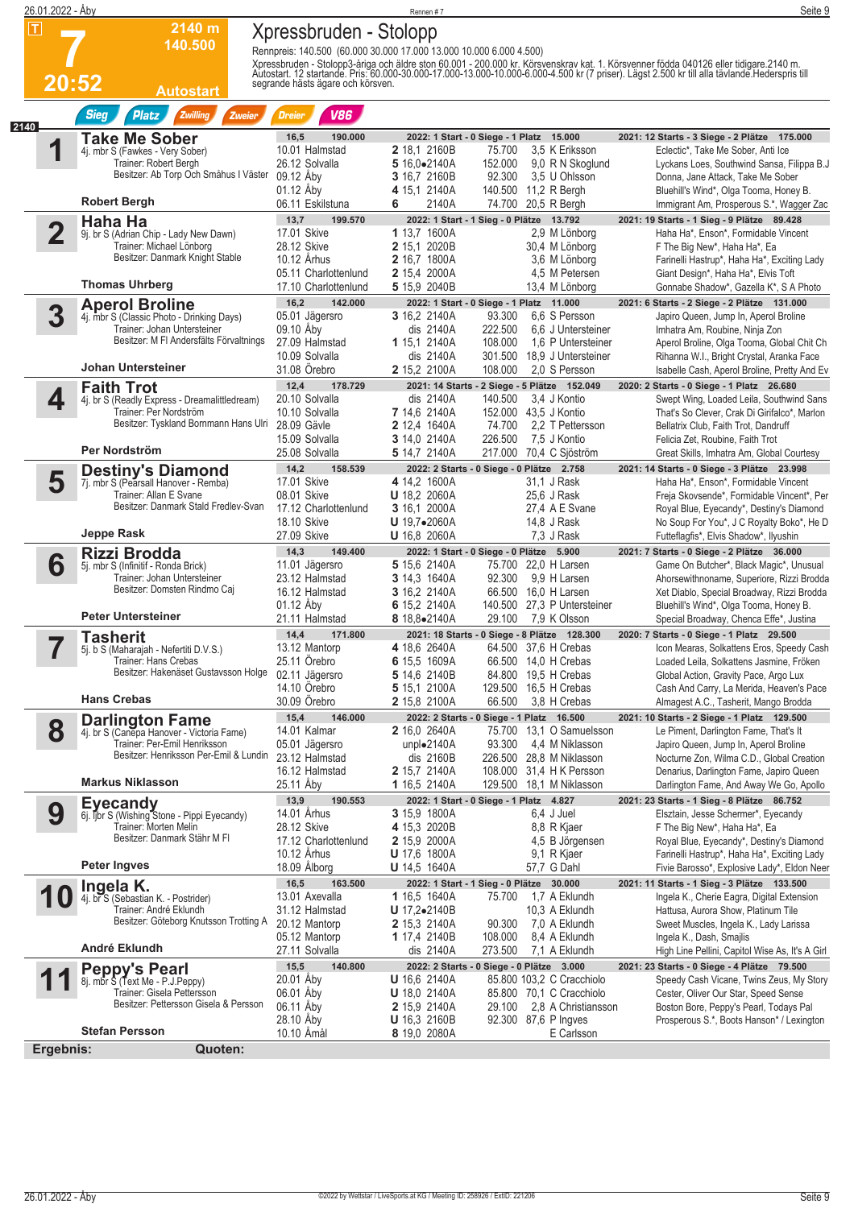# 7 — Xpressbruden - Stolopp

**2140 m · 140.500 · 20:52 · Autostart**

Rennen # 7

Rennpreis: 140.500 (60.000 30.000 17.000 13.000 10.000 6.000 4.500)

Xpressbruden - Stolopp3-åriga och äldre ston 60.001 - 200.000 kr. Körsvenskrav kat. 1. Körsvenner födda 040126 eller tidigare.2140 m. Autostart. 12 startande. Pris: 60.000-30.000-17.000-13.000-10.000-6.000-4.500 kr (7 priser). Lägst 2.500 kr till alla tävlande.Hederspris till segrande hästs ägare och körsven.

Sieg · Platz · Zwilling · Zweier · Dreier · V86

2140

## 1 Take Me Sober
4j. mbr S (Fawkes - Very Sober)
Trainer: Robert Bergh
Besitzer: Ab Torp Och Småhus I Väster
**Robert Bergh**

16,5 · 190.000

2022: 1 Start - 0 Siege - 1 Platz 15.000 · 2021: 12 Starts - 3 Siege - 2 Plätze 175.000

| Datum | Bahn | Pl. Zeit | Dist. | Preis | Quote | Fahrer | Einlauf |
|---|---|---|---|---|---|---|---|
| 10.01 | Halmstad | 2 18,1 | 2160B | 75.700 | 3,5 | K Eriksson | Eclectic*, Take Me Sober, Anti Ice |
| 26.12 | Solvalla | 5 16,0• | 2140A | 152.000 | 9,0 | R N Skoglund | Lyckans Loes, Southwind Sansa, Filippa B.J |
| 09.12 | Åby | 3 16,7 | 2160B | 92.300 | 3,5 | U Ohlsson | Donna, Jane Attack, Take Me Sober |
| 01.12 | Åby | 4 15,1 | 2140A | 140.500 | 11,2 | R Bergh | Bluehill's Wind*, Olga Tooma, Honey B. |
| 06.11 | Eskilstuna | 6 | 2140A | 74.700 | 20,5 | R Bergh | Immigrant Am, Prosperous S.*, Wagger Zac |

## 2 Haha Ha
9j. br S (Adrian Chip - Lady New Dawn)
Trainer: Michael Lönborg
Besitzer: Danmark Knight Stable
**Thomas Uhrberg**

13,7 · 199.570

2022: 1 Start - 1 Sieg - 0 Plätze 13.792 · 2021: 19 Starts - 1 Sieg - 9 Plätze 89.428

| Datum | Bahn | Pl. Zeit | Dist. | Preis | Quote | Fahrer | Einlauf |
|---|---|---|---|---|---|---|---|
| 17.01 | Skive | 1 13,7 | 1600A | | 2,9 | M Lönborg | Haha Ha*, Enson*, Formidable Vincent |
| 28.12 | Skive | 2 15,1 | 2020B | | 30,4 | M Lönborg | F The Big New*, Haha Ha*, Ea |
| 10.12 | Århus | 2 16,7 | 1800A | | 3,6 | M Lönborg | Farinelli Hastrup*, Haha Ha*, Exciting Lady |
| 05.11 | Charlottenlund | 2 15,4 | 2000A | | 4,5 | M Petersen | Giant Design*, Haha Ha*, Elvis Toft |
| 17.10 | Charlottenlund | 5 15,9 | 2040B | | 13,4 | M Lönborg | Gonnabe Shadow*, Gazella K*, S A Photo |

## 3 Aperol Broline
4j. mbr S (Classic Photo - Drinking Days)
Trainer: Johan Untersteiner
Besitzer: M Fl Andersfälts Förvaltnings
**Johan Untersteiner**

16,2 · 142.000

2022: 1 Start - 0 Siege - 1 Platz 11.000 · 2021: 6 Starts - 2 Siege - 2 Plätze 131.000

| Datum | Bahn | Pl. Zeit | Dist. | Preis | Quote | Fahrer | Einlauf |
|---|---|---|---|---|---|---|---|
| 05.01 | Jägersro | 3 16,2 | 2140A | 93.300 | 6,6 | S Persson | Japiro Queen, Jump In, Aperol Broline |
| 09.10 | Åby | dis | 2140A | 222.500 | 6,6 | J Untersteiner | Imhatra Am, Roubine, Ninja Zon |
| 27.09 | Halmstad | 1 15,1 | 2140A | 108.000 | 1,6 | P Untersteiner | Aperol Broline, Olga Tooma, Global Chit Ch |
| 10.09 | Solvalla | dis | 2140A | 301.500 | 18,9 | J Untersteiner | Rihanna W.I., Bright Crystal, Aranka Face |
| 31.08 | Örebro | 2 15,2 | 2100A | 108.000 | 2,0 | S Persson | Isabelle Cash, Aperol Broline, Pretty And Ev |

## 4 Faith Trot
4j. br S (Ready Express - Dreamalittledream)
Trainer: Per Nordström
Besitzer: Tyskland Bommann Hans Ulri
**Per Nordström**

12,4 · 178.729

2021: 14 Starts - 2 Siege - 5 Plätze 152.049 · 2020: 2 Starts - 0 Siege - 1 Platz 26.680

| Datum | Bahn | Pl. Zeit | Dist. | Preis | Quote | Fahrer | Einlauf |
|---|---|---|---|---|---|---|---|
| 20.10 | Solvalla | dis | 2140A | 140.500 | 3,4 | J Kontio | Swept Wing, Loaded Leila, Southwind Sans |
| 10.10 | Solvalla | 7 14,6 | 2140A | 152.000 | 43,5 | J Kontio | That's So Clever, Crak Di Girifalco*, Marlon |
| 28.09 | Gävle | 2 12,4 | 1640A | 74.700 | 2,2 | T Pettersson | Bellatrix Club, Faith Trot, Dandruff |
| 15.09 | Solvalla | 3 14,0 | 2140A | 226.500 | 7,5 | J Kontio | Felicia Zet, Roubine, Faith Trot |
| 25.08 | Solvalla | 5 14,7 | 2140A | 217.000 | 70,4 | C Sjöström | Great Skills, Imhatra Am, Global Courtesy |

## 5 Destiny's Diamond
7j. mbr S (Pearsall Hanover - Remba)
Trainer: Allan E Svane
Besitzer: Danmark Stald Fredlev-Svan
**Jeppe Rask**

14,2 · 158.539

2022: 2 Starts - 0 Siege - 0 Plätze 2.758 · 2021: 14 Starts - 0 Siege - 3 Plätze 23.998

| Datum | Bahn | Pl. Zeit | Dist. | Preis | Quote | Fahrer | Einlauf |
|---|---|---|---|---|---|---|---|
| 17.01 | Skive | 4 14,2 | 1600A | | 31,1 | J Rask | Haha Ha*, Enson*, Formidable Vincent |
| 08.01 | Skive | U 18,2 | 2060A | | 25,6 | J Rask | Freja Skovsende*, Formidable Vincent*, Per |
| 17.12 | Charlottenlund | 3 16,1 | 2000A | | 27,4 | A E Svane | Royal Blue, Eyecandy*, Destiny's Diamond |
| 18.10 | Skive | U 19,7• | 2060A | | 14,8 | J Rask | No Soup For You*, J C Royalty Boko*, He D |
| 27.09 | Skive | U 16,8 | 2060A | | 7,3 | J Rask | Futteflagfis*, Elvis Shadow*, Ilyushin |

## 6 Rizzi Brodda
5j. mbr S (Infinitif - Ronda Brick)
Trainer: Johan Untersteiner
Besitzer: Domsten Rindmo Caj
**Peter Untersteiner**

14,3 · 149.400

2022: 1 Start - 0 Siege - 0 Plätze 5.900 · 2021: 7 Starts - 0 Siege - 2 Plätze 36.000

| Datum | Bahn | Pl. Zeit | Dist. | Preis | Quote | Fahrer | Einlauf |
|---|---|---|---|---|---|---|---|
| 11.01 | Jägersro | 5 15,6 | 2140A | 75.700 | 22,0 | H Larsen | Game On Butcher*, Black Magic*, Unusual |
| 23.12 | Halmstad | 3 14,3 | 1640A | 92.300 | 9,9 | H Larsen | Ahorsewithnoname, Superiore, Rizzi Brodda |
| 16.12 | Halmstad | 3 16,2 | 2140A | 66.500 | 16,0 | H Larsen | Xet Diablo, Special Broadway, Rizzi Brodda |
| 01.12 | Åby | 6 15,2 | 2140A | 140.500 | 27,3 | P Untersteiner | Bluehill's Wind*, Olga Tooma, Honey B. |
| 21.11 | Halmstad | 8 18,8• | 2140A | 29.100 | 7,9 | K Olsson | Special Broadway, Chenca Effe*, Justina |

## 7 Tasherit
5j. b S (Maharajah - Nefertiti D.V.S.)
Trainer: Hans Crebas
Besitzer: Hakenäset Gustavsson Holge
**Hans Crebas**

14,4 · 171.800

2021: 18 Starts - 0 Siege - 8 Plätze 128.300 · 2020: 7 Starts - 0 Siege - 1 Platz 29.500

| Datum | Bahn | Pl. Zeit | Dist. | Preis | Quote | Fahrer | Einlauf |
|---|---|---|---|---|---|---|---|
| 13.12 | Mantorp | 4 18,6 | 2640A | 64.500 | 37,6 | H Crebas | Icon Mearas, Solkattens Eros, Speedy Cash |
| 25.11 | Örebro | 6 15,5 | 1609A | 66.500 | 14,0 | H Crebas | Loaded Leila, Solkattens Jasmine, Fröken |
| 02.11 | Jägersro | 5 14,6 | 2140B | 84.800 | 19,5 | H Crebas | Global Action, Gravity Pace, Argo Lux |
| 14.10 | Örebro | 5 15,1 | 2100A | 129.500 | 16,5 | H Crebas | Cash And Carry, La Merida, Heaven's Pace |
| 30.09 | Örebro | 2 15,8 | 2100A | 66.500 | 3,8 | H Crebas | Almagest A.C., Tasherit, Mango Brodda |

## 8 Darlington Fame
4j. br S (Canepa Hanover - Victoria Fame)
Trainer: Per-Emil Henriksson
Besitzer: Henriksson Per-Emil & Lundin
**Markus Niklasson**

15,4 · 146.000

2022: 2 Starts - 0 Siege - 1 Platz 16.500 · 2021: 10 Starts - 2 Siege - 1 Platz 129.500

| Datum | Bahn | Pl. Zeit | Dist. | Preis | Quote | Fahrer | Einlauf |
|---|---|---|---|---|---|---|---|
| 14.01 | Kalmar | 2 16,0 | 2640A | 75.700 | 13,1 | O Samuelsson | Le Piment, Darlington Fame, That's It |
| 05.01 | Jägersro | unpl• | 2140A | 93.300 | 4,4 | M Niklasson | Japiro Queen, Jump In, Aperol Broline |
| 23.12 | Halmstad | dis | 2160B | 226.500 | 28,8 | M Niklasson | Nocturne Zon, Wilma C.D., Global Creation |
| 16.12 | Halmstad | 2 15,7 | 2140A | 108.000 | 31,4 | H K Persson | Denarius, Darlington Fame, Japiro Queen |
| 25.11 | Åby | 1 16,5 | 2140A | 129.500 | 18,1 | M Niklasson | Darlington Fame, And Away We Go, Apollo |

## 9 Eyecandy
6j. fjbr S (Wishing Stone - Pippi Eyecandy)
Trainer: Morten Melin
Besitzer: Danmark Stähr M Fl
**Peter Ingves**

13,9 · 190.553

2022: 1 Start - 0 Siege - 1 Platz 4.827 · 2021: 23 Starts - 1 Sieg - 8 Plätze 86.752

| Datum | Bahn | Pl. Zeit | Dist. | Preis | Quote | Fahrer | Einlauf |
|---|---|---|---|---|---|---|---|
| 14.01 | Århus | 3 15,9 | 1800A | | 6,4 | J Juel | Elsztain, Jesse Schermer*, Eyecandy |
| 28.12 | Skive | 4 15,3 | 2020B | | 8,8 | R Kjaer | F The Big New*, Haha Ha*, Ea |
| 17.12 | Charlottenlund | 2 15,9 | 2000A | | 4,5 | B Jörgensen | Royal Blue, Eyecandy*, Destiny's Diamond |
| 10.12 | Århus | U 17,6 | 1800A | | 9,1 | R Kjaer | Farinelli Hastrup*, Haha Ha*, Exciting Lady |
| 18.09 | Ålborg | U 14,5 | 1640A | | 57,7 | G Dahl | Fivie Barosso*, Explosive Lady*, Eldon Neer |

## 10 Ingela K.
4j. br S (Sebastian K. - Postrider)
Trainer: André Eklundh
Besitzer: Göteborg Knutsson Trotting A
**André Eklundh**

16,5 · 163.500

2022: 1 Start - 1 Sieg - 0 Plätze 30.000 · 2021: 11 Starts - 1 Sieg - 3 Plätze 133.500

| Datum | Bahn | Pl. Zeit | Dist. | Preis | Quote | Fahrer | Einlauf |
|---|---|---|---|---|---|---|---|
| 13.01 | Axevalla | 1 16,5 | 1640A | 75.700 | 1,7 | A Eklundh | Ingela K., Cherie Eagra, Digital Extension |
| 31.12 | Halmstad | U 17,2 | 2140B | | 10,3 | A Eklundh | Hattusa, Aurora Show, Platinum Tile |
| 20.12 | Mantorp | 2 15,3 | 2140A | 90.300 | 7,0 | A Eklundh | Sweet Muscles, Ingela K., Lady Larissa |
| 05.12 | Mantorp | 1 17,4 | 2140B | 108.000 | 8,4 | A Eklundh | Ingela K., Dash, Smajlis |
| 27.11 | Solvalla | dis | 2140A | 273.500 | 7,1 | A Eklundh | High Line Pellini, Capitol Wise As, It's A Girl |

## 11 Peppy's Pearl
8j. mbr S (Text Me - P.J.Peppy)
Trainer: Gisela Pettersson
Besitzer: Pettersson Gisela & Persson
**Stefan Persson**

15,5 · 140.800

2022: 2 Starts - 0 Siege - 0 Plätze 3.000 · 2021: 23 Starts - 0 Siege - 4 Plätze 79.500

| Datum | Bahn | Pl. Zeit | Dist. | Preis | Quote | Fahrer | Einlauf |
|---|---|---|---|---|---|---|---|
| 20.01 | Åby | U 16,6 | 2140A | 85.800 | 103,2 | C Cracchiolo | Speedy Cash Vicane, Twins Zeus, My Story |
| 06.01 | Åby | U 18,0 | 2140A | 85.800 | 70,1 | C Cracchiolo | Cester, Oliver Our Star, Speed Sense |
| 06.11 | Åby | 2 15,9 | 2140A | 29.100 | 2,8 | A Christiansson | Boston Bore, Peppy's Pearl, Todays Pal |
| 28.10 | Åby | U 16,3 | 2160B | 92.300 | 87,6 | P Ingves | Prosperous S.*, Boots Hanson* / Lexington |
| 10.10 | Åmål | 8 19,0 | 2080A | | | E Carlsson | |

**Ergebnis:** **Quoten:**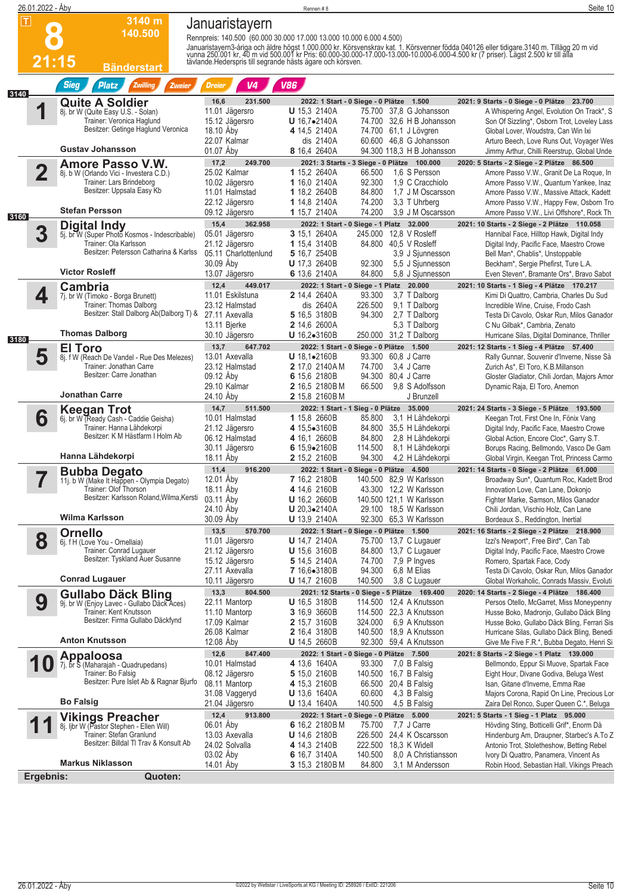# Januaristayern

**8** — 3140 m — 140.500 — 21:15 — Bänderstart

Rennpreis: 140.500 (60.000 30.000 17.000 13.000 10.000 6.000 4.500)

Januaristayern3-åriga och äldre högst 1.000.000 kr. Körsvenskrav kat. 1. Körsvenner födda 040126 eller tidigare.3140 m. Tillägg 20 m vid vunna 250.001 kr, 40 m vid 500.001 kr Pris: 60.000-30.000-17.000-13.000-10.000-6.000-4.500 kr (7 priser). Lägst 2.500 kr till alla tävlande.Hederspris till segrande hästs ägare och körsven.

Sieg | Platz | Zwilling | Zweier | Dreier | V4 | V86

## 3140

### 1 Quite A Soldier
8j. br W (Quite Easy U.S. - Solan)
Trainer: Veronica Haglund
Besitzer: Getinge Haglund Veronica
Fahrer: Gustav Johansson

16,6 — 231.500 — 2022: 1 Start - 0 Siege - 0 Plätze 1.500 — 2021: 9 Starts - 0 Siege - 0 Plätze 23.700

| Datum | Bahn | Pl. | Zeit | Dist. | Preis | Quote | Fahrer | Erste drei |
|---|---|---|---|---|---|---|---|---|
| 11.01 | Jägersro | U | 15,3 | 2140A | 75.700 | 37,8 | G Johansson | A Whispering Angel, Evolution On Track*, S |
| 15.12 | Jägersro | U | 16,7● | 2140A | 74.700 | 32,6 | H B Johansson | Son Of Sizzling*, Osborn Trot, Loveley Lass |
| 18.10 | Åby | 4 | 14,5 | 2140A | 74.700 | 61,1 | J Lövgren | Global Lover, Woudstra, Can Win Ixi |
| 22.07 | Kalmar | | dis | 2140A | 60.600 | 46,8 | G Johansson | Arturo Beech, Love Runs Out, Voyager Wes |
| 01.07 | Åby | 8 | 16,4 | 2640A | 94.300 | 118,3 | H B Johansson | Jimmy Arthur, Chilli Reerstrup, Global Unde |

### 2 Amore Passo V.W.
8j. b W (Orlando Vici - Investera C.D.)
Trainer: Lars Brindeborg
Besitzer: Uppsala Easy Kb
Fahrer: Stefan Persson

17,2 — 249.700 — 2021: 3 Starts - 3 Siege - 0 Plätze 100.000 — 2020: 5 Starts - 2 Siege - 2 Plätze 86.500

| Datum | Bahn | Pl. | Zeit | Dist. | Preis | Quote | Fahrer | Erste drei |
|---|---|---|---|---|---|---|---|---|
| 25.02 | Kalmar | 1 | 15,2 | 2640A | 66.500 | 1,6 | S Persson | Amore Passo V.W., Granit De La Roque, In |
| 10.02 | Jägersro | 1 | 16,0 | 2140A | 92.300 | 1,9 | C Cracchiolo | Amore Passo V.W., Quantum Yankee, Inaz |
| 11.01 | Halmstad | 1 | 18,2 | 2640B | 84.800 | 1,7 | J M Oscarsson | Amore Passo V.W., Massive Attack, Kadett |
| 22.12 | Jägersro | 1 | 14,8 | 2140A | 74.200 | 3,3 | T Uhrberg | Amore Passo V.W., Happy Few, Osborn Tro |
| 09.12 | Jägersro | 1 | 15,7 | 2140A | 74.200 | 3,9 | J M Oscarsson | Amore Passo V.W., Livi Offshore*, Rock Th |

## 3160

### 3 Digital Indy
5j. br W (Super Photo Kosmos - Indescribable)
Trainer: Ola Karlsson
Besitzer: Petersson Catharina & Karlss
Fahrer: Victor Rosleff

15,4 — 362.958 — 2022: 1 Start - 0 Siege - 1 Platz 32.000 — 2021: 10 Starts - 2 Siege - 2 Plätze 110.058

| Datum | Bahn | Pl. | Zeit | Dist. | Preis | Quote | Fahrer | Erste drei |
|---|---|---|---|---|---|---|---|---|
| 05.01 | Jägersro | 3 | 15,1 | 2640A | 245.000 | 12,8 | V Rosleff | Hannibal Face, Hilltop Hawk, Digital Indy |
| 21.12 | Jägersro | 1 | 15,4 | 3140B | 84.800 | 40,5 | V Rosleff | Digital Indy, Pacific Face, Maestro Crowe |
| 05.11 | Charlottenlund | 5 | 16,7 | 2540B | | 3,9 | J Sjunnesson | Bell Man*, Chablis*, Unstoppable |
| 30.09 | Åby | U | 17,3 | 2640B | 92.300 | 5,5 | J Sjunnesson | Beckham*, Sergie Phefirst, Ture L.A. |
| 13.07 | Jägersro | 6 | 13,6 | 2140A | 84.800 | 5,8 | J Sjunnesson | Even Steven*, Bramante Ors*, Bravo Sabot |

### 4 Cambria
7j. br W (Timoko - Borga Brunett)
Trainer: Thomas Dalborg
Besitzer: Stall Dalborg Ab(Dalborg T) &
Fahrer: Thomas Dalborg

12,4 — 449.017 — 2022: 1 Start - 0 Siege - 1 Platz 20.000 — 2021: 10 Starts - 1 Sieg - 4 Plätze 170.217

| Datum | Bahn | Pl. | Zeit | Dist. | Preis | Quote | Fahrer | Erste drei |
|---|---|---|---|---|---|---|---|---|
| 11.01 | Eskilstuna | 2 | 14,4 | 2640A | 93.300 | 3,7 | T Dalborg | Kimi Di Quattro, Cambria, Charles Du Sud |
| 23.12 | Halmstad | | dis | 2640A | 226.500 | 9,1 | T Dalborg | Incredible Wine, Cruise, Frodo Cash |
| 27.11 | Axevalla | 5 | 16,5 | 3180B | 94.300 | 2,7 | T Dalborg | Testa Di Cavolo, Oskar Run, Milos Ganador |
| 13.11 | Bjerke | 2 | 14,6 | 2600A | | 5,3 | T Dalborg | C Nu Gilbak*, Cambria, Zenato |
| 30.10 | Jägersro | U | 16,2● | 3160B | 250.000 | 31,2 | T Dalborg | Hurricane Silas, Digital Dominance, Thriller |

## 3180

### 5 El Toro
8j. f W (Reach De Vandel - Rue Des Melezes)
Trainer: Jonathan Carre
Besitzer: Carre Jonathan
Fahrer: Jonathan Carre

13,7 — 647.702 — 2022: 1 Start - 0 Siege - 0 Plätze 1.500 — 2021: 12 Starts - 1 Sieg - 4 Plätze 57.400

| Datum | Bahn | Pl. | Zeit | Dist. | Preis | Quote | Fahrer | Erste drei |
|---|---|---|---|---|---|---|---|---|
| 13.01 | Axevalla | U | 18,1● | 2160B | 93.300 | 60,8 | J Carre | Rally Gunnar, Souvenir d'Inverne, Nisse Så |
| 23.12 | Halmstad | 2 | 17,0 | 2140A M | 74.700 | 3,4 | J Carre | Zurich As*, El Toro, K.B.Millanson |
| 09.12 | Åby | 6 | 15,6 | 2180B | 94.300 | 80,4 | J Carre | Gloster Gladiator, Chili Jordan, Majors Amor |
| 29.10 | Kalmar | 2 | 16,5 | 2180B M | 66.500 | 9,8 | S Adolfsson | Dynamic Raja, El Toro, Anemon |
| 24.10 | Åby | 2 | 15,8 | 2160B M | | | J Brunzell | |

### 6 Keegan Trot
6j. br W (Ready Cash - Caddie Geisha)
Trainer: Hanna Lähdekorpi
Besitzer: K M Hästfarm I Holm Ab
Fahrer: Hanna Lähdekorpi

14,7 — 511.500 — 2022: 1 Start - 1 Sieg - 0 Plätze 35.000 — 2021: 24 Starts - 3 Siege - 5 Plätze 193.500

| Datum | Bahn | Pl. | Zeit | Dist. | Preis | Quote | Fahrer | Erste drei |
|---|---|---|---|---|---|---|---|---|
| 10.01 | Halmstad | 1 | 15,8 | 2660B | 85.800 | 3,1 | H Lähdekorpi | Keegan Trot, First One In, Fönix Vang |
| 21.12 | Jägersro | 4 | 15,5● | 3160B | 84.800 | 35,5 | H Lähdekorpi | Digital Indy, Pacific Face, Maestro Crowe |
| 06.12 | Halmstad | 4 | 16,1 | 2660B | 84.800 | 2,8 | H Lähdekorpi | Global Action, Encore Cloc*, Garry S.T. |
| 30.11 | Jägersro | 6 | 15,9● | 2160B | 114.500 | 8,1 | H Lähdekorpi | Borups Racing, Bellmondo, Vasco De Gam |
| 18.11 | Åby | 2 | 15,2 | 2160B | 94.300 | 4,2 | H Lähdekorpi | Global Virgin, Keegan Trot, Princess Carmo |

### 7 Bubba Degato
11j. b W (Make It Happen - Olympia Degato)
Trainer: Olof Thorson
Besitzer: Karlsson Roland,Wilma,Kersti
Fahrer: Wilma Karlsson

11,4 — 916.200 — 2022: 1 Start - 0 Siege - 0 Plätze 4.500 — 2021: 14 Starts - 0 Siege - 2 Plätze 61.000

| Datum | Bahn | Pl. | Zeit | Dist. | Preis | Quote | Fahrer | Erste drei |
|---|---|---|---|---|---|---|---|---|
| 12.01 | Åby | 7 | 16,2 | 2180B | 140.500 | 82,9 | W Karlsson | Broadway Sun*, Quantum Roc, Kadett Brod |
| 18.11 | Åby | 4 | 14,6 | 2160B | 43.300 | 12,2 | W Karlsson | Innovation Love, Can Lane, Dokonjo |
| 03.11 | Åby | U | 16,2 | 2660B | 140.500 | 121,1 | W Karlsson | Fighter Marke, Samson, Milos Ganador |
| 24.10 | Åby | U | 20,3● | 2140A | 29.100 | 18,5 | W Karlsson | Chili Jordan, Vischio Holz, Can Lane |
| 30.09 | Åby | U | 13,9 | 2140A | 92.300 | 65,3 | W Karlsson | Bordeaux S., Reddington, Inertial |

### 8 Ornello
6j. f H (Love You - Ornellaia)
Trainer: Conrad Lugauer
Besitzer: Tyskland Auer Susanne
Fahrer: Conrad Lugauer

13,5 — 570.700 — 2022: 1 Start - 0 Siege - 0 Plätze 1.500 — 2021: 16 Starts - 2 Siege - 2 Plätze 218.900

| Datum | Bahn | Pl. | Zeit | Dist. | Preis | Quote | Fahrer | Erste drei |
|---|---|---|---|---|---|---|---|---|
| 11.01 | Jägersro | U | 14,7 | 2140A | 75.700 | 13,7 | C Lugauer | Izzi's Newport*, Free Bird*, Can Tab |
| 21.12 | Jägersro | U | 15,6 | 3160B | 84.800 | 13,7 | C Lugauer | Digital Indy, Pacific Face, Maestro Crowe |
| 15.12 | Jägersro | 5 | 14,5 | 2140A | 74.700 | 7,9 | P Ingves | Romero, Spartak Face, Cody |
| 27.11 | Axevalla | 7 | 16,6● | 3180B | 94.300 | 6,8 | M Elias | Testa Di Cavolo, Oskar Run, Milos Ganador |
| 10.11 | Jägersro | U | 14,7 | 2160B | 140.500 | 3,8 | C Lugauer | Global Workaholic, Conrads Massiv, Evoluti |

### 9 Gullabo Däck Bling
9j. br W (Enjoy Lavec - Gullabo Däck Aces)
Trainer: Kent Knutsson
Besitzer: Firma Gullabo Däckfynd
Fahrer: Anton Knutsson

13,3 — 804.500 — 2021: 12 Starts - 0 Siege - 5 Plätze 169.400 — 2020: 14 Starts - 2 Siege - 4 Plätze 186.400

| Datum | Bahn | Pl. | Zeit | Dist. | Preis | Quote | Fahrer | Erste drei |
|---|---|---|---|---|---|---|---|---|
| 22.11 | Mantorp | U | 16,5 | 3180B | 114.500 | 12,4 | A Knutsson | Persos Otello, McGarret, Miss Moneypenny |
| 11.10 | Mantorp | 3 | 16,9 | 3660B | 114.500 | 22,3 | A Knutsson | Husse Boko, Madronjo, Gullabo Däck Bling |
| 17.09 | Kalmar | 2 | 15,7 | 3160B | 324.000 | 6,9 | A Knutsson | Husse Boko, Gullabo Däck Bling, Ferrari Sis |
| 26.08 | Kalmar | 2 | 16,4 | 3180B | 140.500 | 18,9 | A Knutsson | Hurricane Silas, Gullabo Däck Bling, Benedi |
| 12.08 | Åby | U | 14,5 | 2660B | 92.300 | 59,4 | A Knutsson | Give Me Five F.R.*, Bubba Degato, Henri Si |

### 10 Appaloosa
7j. br S (Maharajah - Quadrupedans)
Trainer: Bo Falsig
Besitzer: Pure Islet Ab & Ragnar Bjurfo
Fahrer: Bo Falsig

12,6 — 847.400 — 2022: 1 Start - 0 Siege - 0 Plätze 7.500 — 2021: 8 Starts - 2 Siege - 1 Platz 139.000

| Datum | Bahn | Pl. | Zeit | Dist. | Preis | Quote | Fahrer | Erste drei |
|---|---|---|---|---|---|---|---|---|
| 10.01 | Halmstad | 4 | 13,6 | 1640A | 93.300 | 7,0 | B Falsig | Bellmondo, Eppur Si Muove, Spartak Face |
| 08.12 | Jägersro | 5 | 15,0 | 2160B | 140.500 | 16,7 | B Falsig | Eight Hour, Divane Godiva, Beluga West |
| 08.11 | Mantorp | 4 | 15,3 | 2160B | 66.500 | 20,4 | B Falsig | Isan, Gitane d'Inverne, Emma Rae |
| 31.08 | Vaggeryd | U | 13,6 | 1640A | 60.600 | 4,3 | B Falsig | Majors Corona, Rapid On Line, Precious Lor |
| 21.04 | Jägersro | U | 13,4 | 1640A | 140.500 | 4,5 | B Falsig | Zaira Del Ronco, Super Queen C.*, Beluga |

### 11 Vikings Preacher
8j. ljbr W (Pastor Stephen - Ellen Will)
Trainer: Stefan Granlund
Besitzer: Billdal Tl Trav & Konsult Ab
Fahrer: Markus Niklasson

12,4 — 913.800 — 2022: 1 Start - 0 Siege - 0 Plätze 5.000 — 2021: 5 Starts - 1 Sieg - 1 Platz 95.000

| Datum | Bahn | Pl. | Zeit | Dist. | Preis | Quote | Fahrer | Erste drei |
|---|---|---|---|---|---|---|---|---|
| 06.01 | Åby | 6 | 16,2 | 2180B M | 75.700 | 24,4 | J Carre | Hövding Sting, Botticelli Grif*, Enorm Då |
| 13.03 | Axevalla | U | 14,6 | 2180B | 226.500 | 24,4 | K Oscarsson | Hindenburg Am, Draupner, Starbec's A.To Z |
| 24.02 | Solvalla | 4 | 14,3 | 2140B | 222.500 | 18,3 | K Widell | Antonio Trot, Stoletheshow, Betting Rebel |
| 03.02 | Åby | 6 | 16,7 | 3140A | 140.500 | 8,0 | A Christiansson | Ivory Di Quattro, Panamera, Vincent As |
| 14.01 | Åby | 3 | 15,3 | 2180B M | 84.800 | 3,1 | M Andersson | Robin Hood, Sebastian Hall, Vikings Preach |

**Ergebnis:** **Quoten:**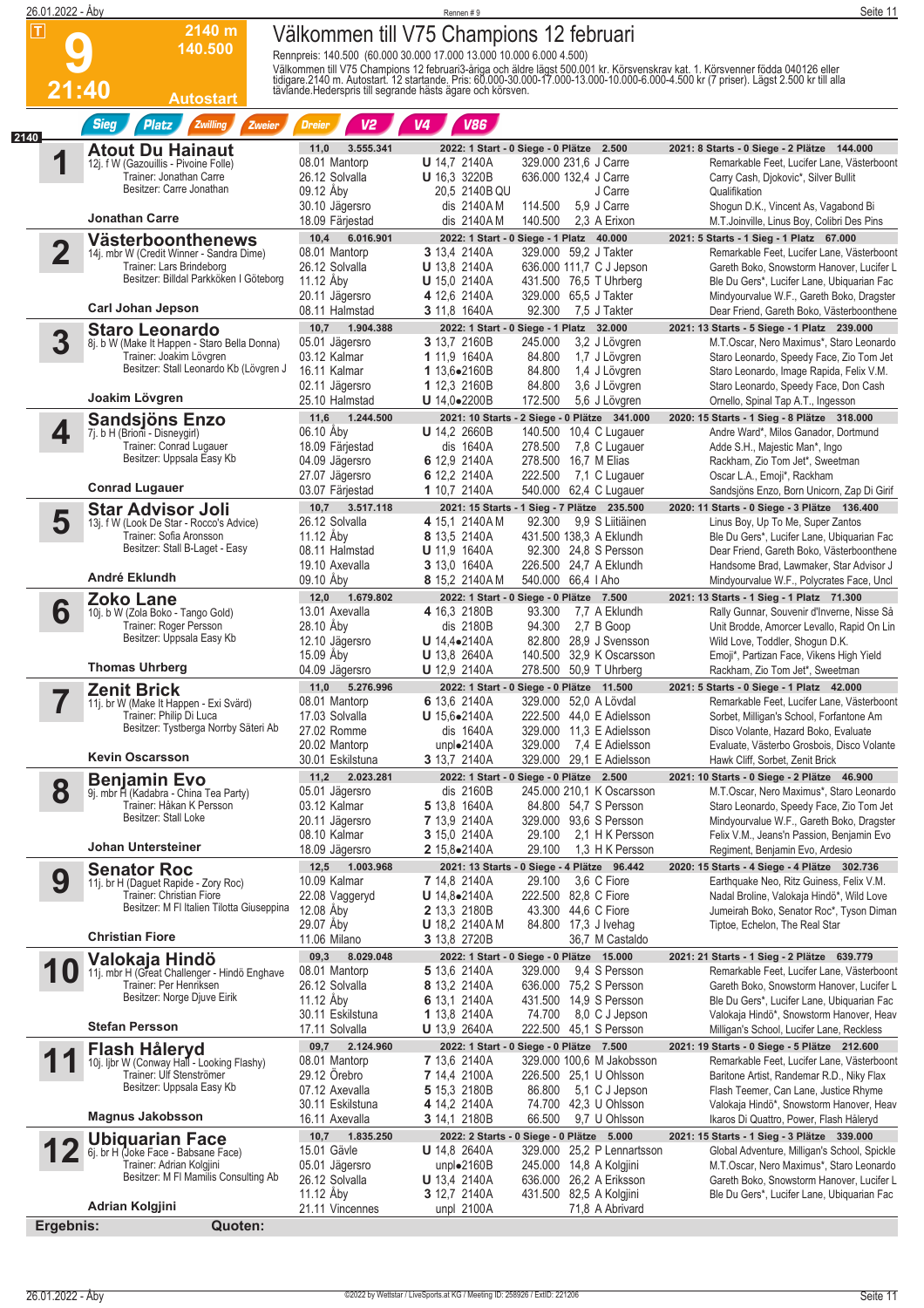# 9 — 21:40 — 2140 m — 140.500 — Autostart

## Välkommen till V75 Champions 12 februari

Rennpreis: 140.500 (60.000 30.000 17.000 13.000 10.000 6.000 4.500)

Välkommen till V75 Champions 12 februari3-åriga och äldre lägst 500.001 kr. Körsvenskrav kat. 1. Körsvenner födda 040126 eller tidigare.2140 m. Autostart. 12 startande. Pris: 60.000-30.000-17.000-13.000-10.000-6.000-4.500 kr (7 priser). Lägst 2.500 kr till alla tävlande.Hederspris till segrande hästs ägare och körsven.

Sieg | Platz | Zwilling | Zweier | Dreier | V2 | V4 | V86

**2140**

### 1 Atout Du Hainaut
12j. f W (Gazouillis - Pivoine Folle)
Trainer: Jonathan Carre
Besitzer: Carre Jonathan
**Jonathan Carre**

11,0 — 3.555.341 — 2022: 1 Start - 0 Siege - 0 Plätze 2.500 — 2021: 8 Starts - 0 Siege - 2 Plätze 144.000

| Datum | Bahn | Pl. | Zeit | Distanz | Preis | Quote | Fahrer | Erste drei |
|---|---|---|---|---|---|---|---|---|
| 08.01 | Mantorp | U | 14,7 | 2140A | 329.000 | 231,6 | J Carre | Remarkable Feet, Lucifer Lane, Västerboont |
| 26.12 | Solvalla | U | 16,3 | 3220B | 636.000 | 132,4 | J Carre | Carry Cash, Djokovic*, Silver Bullit |
| 09.12 | Åby | | 20,5 | 2140B QU | | | J Carre | Qualifikation |
| 30.10 | Jägersro | dis | | 2140A M | 114.500 | 5,9 | J Carre | Shogun D.K., Vincent As, Vagabond Bi |
| 18.09 | Färjestad | dis | | 2140A M | 140.500 | 2,3 | A Erixon | M.T.Joinville, Linus Boy, Colibri Des Pins |

### 2 Västerboonthenews
14j. mbr W (Credit Winner - Sandra Dime)
Trainer: Lars Brindeborg
Besitzer: Billdal Parkköken I Göteborg
**Carl Johan Jepson**

10,4 — 6.016.901 — 2022: 1 Start - 0 Siege - 1 Platz 40.000 — 2021: 5 Starts - 1 Sieg - 1 Platz 67.000

| Datum | Bahn | Pl. | Zeit | Distanz | Preis | Quote | Fahrer | Erste drei |
|---|---|---|---|---|---|---|---|---|
| 08.01 | Mantorp | 3 | 13,4 | 2140A | 329.000 | 59,2 | J Takter | Remarkable Feet, Lucifer Lane, Västerboont |
| 26.12 | Solvalla | U | 13,8 | 2140A | 636.000 | 111,7 | C J Jepson | Gareth Boko, Snowstorm Hanover, Lucifer L |
| 11.12 | Åby | U | 15,0 | 2140A | 431.500 | 76,5 | T Uhrberg | Ble Du Gers*, Lucifer Lane, Ubiquarian Fac |
| 20.11 | Jägersro | 4 | 12,6 | 2140A | 329.000 | 65,5 | J Takter | Mindyourvalue W.F., Gareth Boko, Dragster |
| 08.11 | Halmstad | 3 | 11,8 | 1640A | 92.300 | 7,5 | J Takter | Dear Friend, Gareth Boko, Västerboonthene |

### 3 Staro Leonardo
8j. b W (Make It Happen - Staro Bella Donna)
Trainer: Joakim Lövgren
Besitzer: Stall Leonardo Kb (Lövgren J
**Joakim Lövgren**

10,7 — 1.904.388 — 2022: 1 Start - 0 Siege - 1 Platz 32.000 — 2021: 13 Starts - 5 Siege - 1 Platz 239.000

| Datum | Bahn | Pl. | Zeit | Distanz | Preis | Quote | Fahrer | Erste drei |
|---|---|---|---|---|---|---|---|---|
| 05.01 | Jägersro | 3 | 13,7 | 2160B | 245.000 | 3,2 | J Lövgren | M.T.Oscar, Nero Maximus*, Staro Leonardo |
| 03.12 | Kalmar | 1 | 11,9 | 1640A | 84.800 | 1,7 | J Lövgren | Staro Leonardo, Speedy Face, Zio Tom Jet |
| 16.11 | Kalmar | 1 | 13,6● | 2160B | 84.800 | 1,4 | J Lövgren | Staro Leonardo, Image Rapida, Felix V.M. |
| 02.11 | Jägersro | 1 | 12,3 | 2160B | 84.800 | 3,6 | J Lövgren | Staro Leonardo, Speedy Face, Don Cash |
| 25.10 | Halmstad | U | 14,0● | 2200B | 172.500 | 5,6 | J Lövgren | Ornello, Spinal Tap A.T., Ingesson |

### 4 Sandsjöns Enzo
7j. b H (Brioni - Disneygirl)
Trainer: Conrad Lugauer
Besitzer: Uppsala Easy Kb
**Conrad Lugauer**

11,6 — 1.244.500 — 2021: 10 Starts - 2 Siege - 0 Plätze 341.000 — 2020: 15 Starts - 1 Sieg - 8 Plätze 318.000

| Datum | Bahn | Pl. | Zeit | Distanz | Preis | Quote | Fahrer | Erste drei |
|---|---|---|---|---|---|---|---|---|
| 06.10 | Åby | U | 14,2 | 2660B | 140.500 | 10,4 | C Lugauer | Andre Ward*, Milos Ganador, Dortmund |
| 18.09 | Färjestad | dis | | 1640A | 278.500 | 7,8 | C Lugauer | Ade S.H., Majestic Man*, Ingo |
| 04.09 | Jägersro | 6 | 12,9 | 2140A | 278.500 | 16,7 | M Elias | Rackham, Zio Tom Jet*, Sweetman |
| 27.07 | Jägersro | 6 | 12,2 | 2140A | 222.500 | 7,1 | C Lugauer | Oscar L.A., Emoji*, Rackham |
| 03.07 | Färjestad | 1 | 10,7 | 2140A | 540.000 | 62,4 | C Lugauer | Sandsjöns Enzo, Born Unicorn, Zap Di Girif |

### 5 Star Advisor Joli
13j. f W (Look De Star - Rocco's Advice)
Trainer: Sofia Aronsson
Besitzer: Stall B-Laget - Easy
**André Eklundh**

10,7 — 3.517.118 — 2021: 15 Starts - 1 Sieg - 7 Plätze 235.500 — 2020: 11 Starts - 0 Siege - 3 Plätze 136.400

| Datum | Bahn | Pl. | Zeit | Distanz | Preis | Quote | Fahrer | Erste drei |
|---|---|---|---|---|---|---|---|---|
| 26.12 | Solvalla | 4 | 15,1 | 2140A M | 92.300 | 9,9 | S Liitiäinen | Linus Boy, Up To Me, Super Zantos |
| 11.12 | Åby | 8 | 13,5 | 2140A | 431.500 | 138,3 | A Eklundh | Ble Du Gers*, Lucifer Lane, Ubiquarian Fac |
| 08.11 | Halmstad | U | 11,9 | 1640A | 92.300 | 24,8 | S Persson | Dear Friend, Gareth Boko, Västerboonthene |
| 19.10 | Axevalla | 3 | 13,0 | 1640A | 226.500 | 24,7 | A Eklundh | Handsome Brad, Lawmaker, Star Advisor J |
| 09.10 | Åby | 8 | 15,2 | 2140A M | 540.000 | 66,4 | I Aho | Mindyourvalue W.F., Polycrates Face, Uncl |

### 6 Zoko Lane
10j. b W (Zola Boko - Tango Gold)
Trainer: Roger Persson
Besitzer: Uppsala Easy Kb
**Thomas Uhrberg**

12,0 — 1.679.802 — 2022: 1 Start - 0 Siege - 0 Plätze 7.500 — 2021: 13 Starts - 1 Sieg - 1 Platz 71.300

| Datum | Bahn | Pl. | Zeit | Distanz | Preis | Quote | Fahrer | Erste drei |
|---|---|---|---|---|---|---|---|---|
| 13.01 | Axevalla | 4 | 16,3 | 2180B | 93.300 | 7,7 | A Eklundh | Rally Gunnar, Souvenir d'Inverne, Nisse Så |
| 28.10 | Åby | dis | | 2180B | 94.300 | 2,7 | B Goop | Unit Brodde, Amorcer Levallo, Rapid On Lin |
| 12.10 | Jägersro | U | 14,4● | 2140A | 82.800 | 28,9 | J Svensson | Wild Love, Toddler, Shogun D.K. |
| 15.09 | Åby | U | 13,8 | 2640A | 140.500 | 32,9 | K Oscarsson | Emoji*, Partizan Face, Vikens High Yield |
| 04.09 | Jägersro | U | 12,9 | 2140A | 278.500 | 50,9 | T Uhrberg | Rackham, Zio Tom Jet*, Sweetman |

### 7 Zenit Brick
11j. br W (Make It Happen - Exi Svärd)
Trainer: Philip Di Luca
Besitzer: Tystberga Norrby Säteri Ab
**Kevin Oscarsson**

11,0 — 5.276.996 — 2022: 1 Start - 0 Siege - 0 Plätze 11.500 — 2021: 5 Starts - 0 Siege - 1 Platz 42.000

| Datum | Bahn | Pl. | Zeit | Distanz | Preis | Quote | Fahrer | Erste drei |
|---|---|---|---|---|---|---|---|---|
| 08.01 | Mantorp | 6 | 13,6 | 2140A | 329.000 | 52,0 | A Lövdal | Remarkable Feet, Lucifer Lane, Västerboont |
| 17.03 | Solvalla | U | 15,6● | 2140A | 222.500 | 44,0 | E Adielsson | Sorbet, Milligan's School, Forfantone Am |
| 27.02 | Romme | dis | | 1640A | 329.000 | 11,3 | E Adielsson | Disco Volante, Hazard Boko, Evaluate |
| 20.02 | Mantorp | unpl● | | 2140A | 329.000 | 7,4 | E Adielsson | Evaluate, Västerbo Grosbois, Disco Volante |
| 30.01 | Eskilstuna | 3 | 13,7 | 2140A | 329.000 | 29,1 | E Adielsson | Hawk Cliff, Sorbet, Zenit Brick |

### 8 Benjamin Evo
9j. mbr H (Kadabra - China Tea Party)
Trainer: Håkan K Persson
Besitzer: Stall Loke
**Johan Untersteiner**

11,2 — 2.023.281 — 2022: 1 Start - 0 Siege - 0 Plätze 2.500 — 2021: 10 Starts - 0 Siege - 2 Plätze 46.900

| Datum | Bahn | Pl. | Zeit | Distanz | Preis | Quote | Fahrer | Erste drei |
|---|---|---|---|---|---|---|---|---|
| 05.01 | Jägersro | dis | | 2160B | 245.000 | 210,1 | K Oscarsson | M.T.Oscar, Nero Maximus*, Staro Leonardo |
| 03.12 | Kalmar | 5 | 13,8 | 1640A | 84.800 | 54,7 | S Persson | Staro Leonardo, Speedy Face, Zio Tom Jet |
| 20.11 | Jägersro | 7 | 13,9 | 2140A | 329.000 | 93,6 | S Persson | Mindyourvalue W.F., Gareth Boko, Dragster |
| 08.10 | Kalmar | 3 | 15,0 | 2140A | 29.100 | 2,1 | H K Persson | Felix V.M., Jeans'n Passion, Benjamin Evo |
| 18.09 | Jägersro | 2 | 15,8● | 2140A | 29.100 | 1,3 | H K Persson | Regiment, Benjamin Evo, Ardesio |

### 9 Senator Roc
11j. br H (Daguet Rapide - Zory Roc)
Trainer: Christian Fiore
Besitzer: M Fl Italien Tilotta Giuseppina
**Christian Fiore**

12,5 — 1.003.968 — 2021: 13 Starts - 0 Siege - 4 Plätze 96.442 — 2020: 15 Starts - 4 Siege - 4 Plätze 302.736

| Datum | Bahn | Pl. | Zeit | Distanz | Preis | Quote | Fahrer | Erste drei |
|---|---|---|---|---|---|---|---|---|
| 10.09 | Kalmar | 7 | 14,8 | 2140A | 29.100 | 3,6 | C Fiore | Earthquake Neo, Ritz Guiness, Felix V.M. |
| 22.08 | Vaggeryd | U | 14,8● | 2140A | 222.500 | 82,8 | C Fiore | Nadal Broline, Valokaja Hindö*, Wild Love |
| 12.08 | Åby | 2 | 13,3 | 2180B | 43.300 | 44,6 | C Fiore | Jumeirah Boko, Senator Roc*, Tyson Diman |
| 29.07 | Åby | U | 18,2 | 2140A M | 84.800 | 17,3 | J Ivehag | Tiptoe, Echelon, The Real Star |
| 11.06 | Milano | 3 | 13,8 | 2720B | | 36,7 | M Castaldo | |

### 10 Valokaja Hindö
11j. mbr H (Great Challenger - Hindö Enghave)
Trainer: Per Henriksen
Besitzer: Norge Djuve Eirik
**Stefan Persson**

09,3 — 8.029.048 — 2022: 1 Start - 0 Siege - 0 Plätze 15.000 — 2021: 21 Starts - 1 Sieg - 2 Plätze 639.779

| Datum | Bahn | Pl. | Zeit | Distanz | Preis | Quote | Fahrer | Erste drei |
|---|---|---|---|---|---|---|---|---|
| 08.01 | Mantorp | 5 | 13,6 | 2140A | 329.000 | 9,4 | S Persson | Remarkable Feet, Lucifer Lane, Västerboont |
| 26.12 | Solvalla | 8 | 13,2 | 2140A | 636.000 | 75,2 | S Persson | Gareth Boko, Snowstorm Hanover, Lucifer L |
| 11.12 | Åby | 6 | 13,1 | 2140A | 431.500 | 14,9 | S Persson | Ble Du Gers*, Lucifer Lane, Ubiquarian Fac |
| 30.11 | Eskilstuna | 1 | 13,8 | 2140A | 74.700 | 8,0 | C J Jepson | Valokaja Hindö*, Snowstorm Hanover, Heav |
| 17.11 | Solvalla | U | 13,9 | 2640A | 222.500 | 45,1 | S Persson | Milligan's School, Lucifer Lane, Reckless |

### 11 Flash Håleryd
10j. ljbr W (Conway Hall - Looking Flashy)
Trainer: Ulf Stenströmer
Besitzer: Uppsala Easy Kb
**Magnus Jakobsson**

09,7 — 2.124.960 — 2022: 1 Start - 0 Siege - 0 Plätze 7.500 — 2021: 19 Starts - 0 Siege - 5 Plätze 212.600

| Datum | Bahn | Pl. | Zeit | Distanz | Preis | Quote | Fahrer | Erste drei |
|---|---|---|---|---|---|---|---|---|
| 08.01 | Mantorp | 7 | 13,6 | 2140A | 329.000 | 100,6 | M Jakobsson | Remarkable Feet, Lucifer Lane, Västerboont |
| 29.12 | Örebro | 7 | 14,4 | 2100A | 226.500 | 25,1 | U Ohlsson | Baritone Artist, Randemar R.D., Niky Flax |
| 07.12 | Axevalla | 5 | 15,3 | 2180B | 86.800 | 5,1 | C J Jepson | Flash Teemer, Can Lane, Justice Rhyme |
| 30.11 | Eskilstuna | 4 | 14,2 | 2140A | 74.700 | 42,3 | U Ohlsson | Valokaja Hindö*, Snowstorm Hanover, Heav |
| 16.11 | Axevalla | 3 | 14,1 | 2180B | 66.500 | 9,7 | U Ohlsson | Ikaros Di Quattro, Power, Flash Håleryd |

### 12 Ubiquarian Face
6j. br H (Joke Face - Babsane Face)
Trainer: Adrian Kolgjini
Besitzer: M Fl Mamilis Consulting Ab
**Adrian Kolgjini**

10,7 — 1.835.250 — 2022: 2 Starts - 0 Siege - 0 Plätze 5.000 — 2021: 15 Starts - 1 Sieg - 3 Plätze 339.000

| Datum | Bahn | Pl. | Zeit | Distanz | Preis | Quote | Fahrer | Erste drei |
|---|---|---|---|---|---|---|---|---|
| 15.01 | Gävle | U | 14,8 | 2640A | 329.000 | 25,2 | P Lennartsson | Global Adventure, Milligan's School, Spickle |
| 05.01 | Jägersro | unpl● | | 2160B | 245.000 | 4,8 | A Kolgjini | M.T.Oscar, Nero Maximus*, Staro Leonardo |
| 26.12 | Solvalla | U | 13,4 | 2140A | 636.000 | 26,2 | A Eriksson | Gareth Boko, Snowstorm Hanover, Lucifer L |
| 11.12 | Åby | 3 | 12,7 | 2140A | 431.500 | 82,5 | A Kolgjini | Ble Du Gers*, Lucifer Lane, Ubiquarian Fac |
| 21.11 | Vincennes | unpl | | 2100A | | 71,8 | A Abrivard | |

**Ergebnis:** **Quoten:**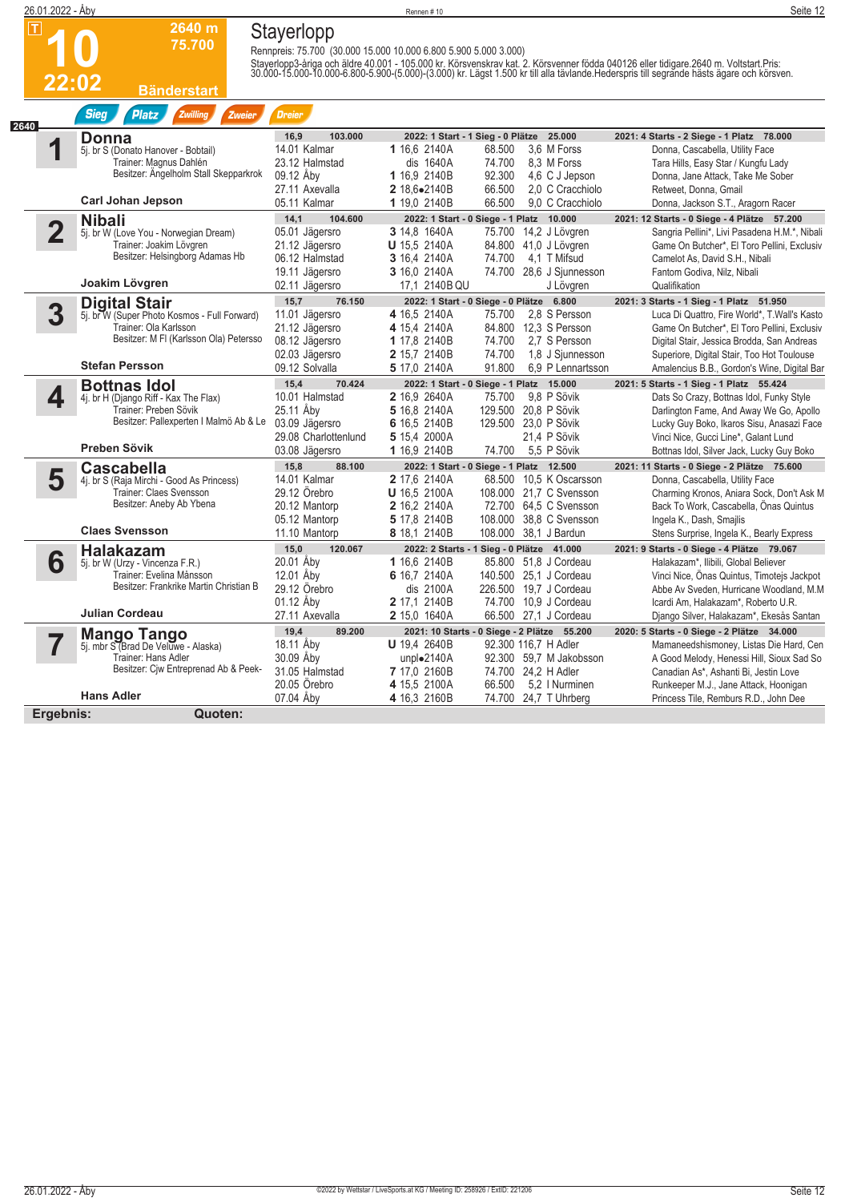# 10 — Stayerlopp

**2640 m** | **75.700** | **22:02** | **Bänderstart**

Rennpreis: 75.700 (30.000 15.000 10.000 6.800 5.900 5.000 3.000)
Stayerlopp3-åriga och äldre 40.001 - 105.000 kr. Körsvenskrav kat. 2. Körsvenner födda 040126 eller tidigare.2640 m. Voltstart.Pris: 30.000-15.000-10.000-6.800-5.900-(5.000)-(3.000) kr. Lägst 1.500 kr till alla tävlande.Hederspris till segrande hästs ägare och körsven.

Sieg | Platz | Zwilling | Zweier | Dreier

2640

## 1 Donna
5j. br S (Donato Hanover - Bobtail)
Trainer: Magnus Dahlén
Besitzer: Ängelholm Stall Skepparkrok
**Carl Johan Jepson**

16,9 | 103.000 | 2022: 1 Start - 1 Sieg - 0 Plätze 25.000 | 2021: 4 Starts - 2 Siege - 1 Platz 78.000

| | | | | | |
|---|---|---|---|---|---|
| 14.01 Kalmar | 1 16,6 2140A | 68.500 | 3,6 | M Forss | Donna, Cascabella, Utility Face |
| 23.12 Halmstad | dis 1640A | 74.700 | 8,3 | M Forss | Tara Hills, Easy Star / Kungfu Lady |
| 09.12 Åby | 1 16,9 2140B | 92.300 | 4,6 | C J Jepson | Donna, Jane Attack, Take Me Sober |
| 27.11 Axevalla | 2 18,6•2140B | 66.500 | 2,0 | C Cracchiolo | Retweet, Donna, Gmail |
| 05.11 Kalmar | 1 19,0 2140B | 66.500 | 9,0 | C Cracchiolo | Donna, Jackson S.T., Aragorn Racer |

## 2 Nibali
5j. br W (Love You - Norwegian Dream)
Trainer: Joakim Lövgren
Besitzer: Helsingborg Adamas Hb
**Joakim Lövgren**

14,1 | 104.600 | 2022: 1 Start - 0 Siege - 1 Platz 10.000 | 2021: 12 Starts - 0 Siege - 4 Plätze 57.200

| | | | | | |
|---|---|---|---|---|---|
| 05.01 Jägersro | 3 14,8 1640A | 75.700 | 14,2 | J Lövgren | Sangria Pellini*, Livi Pasadena H.M.*, Nibali |
| 21.12 Jägersro | U 15,5 2140A | 84.800 | 41,0 | J Lövgren | Game On Butcher*, El Toro Pellini, Exclusiv |
| 06.12 Halmstad | 3 16,4 2140A | 74.700 | 4,1 | T Mifsud | Camelot As, David S.H., Nibali |
| 19.11 Jägersro | 3 16,0 2140A | 74.700 | 28,6 | J Sjunnesson | Fantom Godiva, Nilz, Nibali |
| 02.11 Jägersro | 17,1 2140B QU | | | J Lövgren | Qualifikation |

## 3 Digital Stair
5j. br W (Super Photo Kosmos - Full Forward)
Trainer: Ola Karlsson
Besitzer: M Fl (Karlsson Ola) Petersso
**Stefan Persson**

15,7 | 76.150 | 2022: 1 Start - 0 Siege - 0 Plätze 6.800 | 2021: 3 Starts - 1 Sieg - 1 Platz 51.950

| | | | | | |
|---|---|---|---|---|---|
| 11.01 Jägersro | 4 16,5 2140A | 75.700 | 2,8 | S Persson | Luca Di Quattro, Fire World*, T.Wall's Kasto |
| 21.12 Jägersro | 4 15,4 2140A | 84.800 | 12,3 | S Persson | Game On Butcher*, El Toro Pellini, Exclusiv |
| 08.12 Jägersro | 1 17,8 2140B | 74.700 | 2,7 | S Persson | Digital Stair, Jessica Brodda, San Andreas |
| 02.03 Jägersro | 2 15,7 2140B | 74.700 | 1,8 | J Sjunnesson | Superiore, Digital Stair, Too Hot Toulouse |
| 09.12 Solvalla | 5 17,0 2140A | 91.800 | 6,9 | P Lennartsson | Amalencius B.B., Gordon's Wine, Digital Bar |

## 4 Bottnas Idol
4j. br H (Django Riff - Kax The Flax)
Trainer: Preben Sövik
Besitzer: Pallexperten I Malmö Ab & Le
**Preben Sövik**

15,4 | 70.424 | 2022: 1 Start - 0 Siege - 1 Platz 15.000 | 2021: 5 Starts - 1 Sieg - 1 Platz 55.424

| | | | | | |
|---|---|---|---|---|---|
| 10.01 Halmstad | 2 16,9 2640A | 75.700 | 9,8 | P Sövik | Dats So Crazy, Bottnas Idol, Funky Style |
| 25.11 Åby | 5 16,8 2140A | 129.500 | 20,8 | P Sövik | Darlington Fame, And Away We Go, Apollo |
| 03.09 Jägersro | 6 16,5 2140B | 129.500 | 23,0 | P Sövik | Lucky Guy Boko, Ikaros Sisu, Anasazi Face |
| 29.08 Charlottenlund | 5 15,4 2000A | | 21,4 | P Sövik | Vinci Nice, Gucci Line*, Galant Lund |
| 03.08 Jägersro | 1 16,9 2140B | 74.700 | 5,5 | P Sövik | Bottnas Idol, Silver Jack, Lucky Guy Boko |

## 5 Cascabella
4j. br S (Raja Mirchi - Good As Princess)
Trainer: Claes Svensson
Besitzer: Aneby Ab Ybena
**Claes Svensson**

15,8 | 88.100 | 2022: 1 Start - 0 Siege - 1 Platz 12.500 | 2021: 11 Starts - 0 Siege - 2 Plätze 75.600

| | | | | | |
|---|---|---|---|---|---|
| 14.01 Kalmar | 2 17,6 2140A | 68.500 | 10,5 | K Oscarsson | Donna, Cascabella, Utility Face |
| 29.12 Örebro | U 16,5 2100A | 108.000 | 21,7 | C Svensson | Charming Kronos, Aniara Sock, Don't Ask M |
| 20.12 Mantorp | 2 16,2 2140A | 72.700 | 64,5 | C Svensson | Back To Work, Cascabella, Önas Quintus |
| 05.12 Mantorp | 5 17,8 2140B | 108.000 | 38,8 | C Svensson | Ingela K., Dash, Smajlis |
| 11.10 Mantorp | 8 18,1 2140B | 108.000 | 38,1 | J Bardun | Stens Surprise, Ingela K., Bearly Express |

## 6 Halakazam
5j. br W (Urzy - Vincenza F.R.)
Trainer: Evelina Månsson
Besitzer: Frankrike Martin Christian B
**Julian Cordeau**

15,0 | 120.067 | 2022: 2 Starts - 1 Sieg - 0 Plätze 41.000 | 2021: 9 Starts - 0 Siege - 4 Plätze 79.067

| | | | | | |
|---|---|---|---|---|---|
| 20.01 Åby | 1 16,6 2140B | 85.800 | 51,8 | J Cordeau | Halakazam*, Ilibili, Global Believer |
| 12.01 Åby | 6 16,7 2140A | 140.500 | 25,1 | J Cordeau | Vinci Nice, Önas Quintus, Timotejs Jackpot |
| 29.12 Örebro | dis 2100A | 226.500 | 19,7 | J Cordeau | Abbe Av Sveden, Hurricane Woodland, M.M |
| 01.12 Åby | 2 17,1 2140B | 74.700 | 10,9 | J Cordeau | Icardi Am, Halakazam*, Roberto U.R. |
| 27.11 Axevalla | 2 15,0 1640A | 66.500 | 27,1 | J Cordeau | Django Silver, Halakazam*, Ekesås Santan |

## 7 Mango Tango
5j. mbr S (Brad De Veluwe - Alaska)
Trainer: Hans Adler
Besitzer: Cjw Entreprenad Ab & Peek-
**Hans Adler**

19,4 | 89.200 | 2021: 10 Starts - 0 Siege - 2 Plätze 55.200 | 2020: 5 Starts - 0 Siege - 2 Plätze 34.000

| | | | | | |
|---|---|---|---|---|---|
| 18.11 Åby | U 19,4 2640B | 92.300 | 116,7 | H Adler | Mamaneedshismoney, Listas Die Hard, Cen |
| 30.09 Åby | unpl•2140A | 92.300 | 59,7 | M Jakobsson | A Good Melody, Henessi Hill, Sioux Sad So |
| 31.05 Halmstad | 7 17,0 2160B | 74.700 | 24,2 | H Adler | Canadian As*, Ashanti Bi, Jestin Love |
| 20.05 Örebro | 4 15,5 2100A | 66.500 | 5,2 | I Nurminen | Runkeeper M.J., Jane Attack, Hoonigan |
| 07.04 Åby | 4 16,3 2160B | 74.700 | 24,7 | T Uhrberg | Princess Tile, Remburs R.D., John Dee |

**Ergebnis:** **Quoten:**